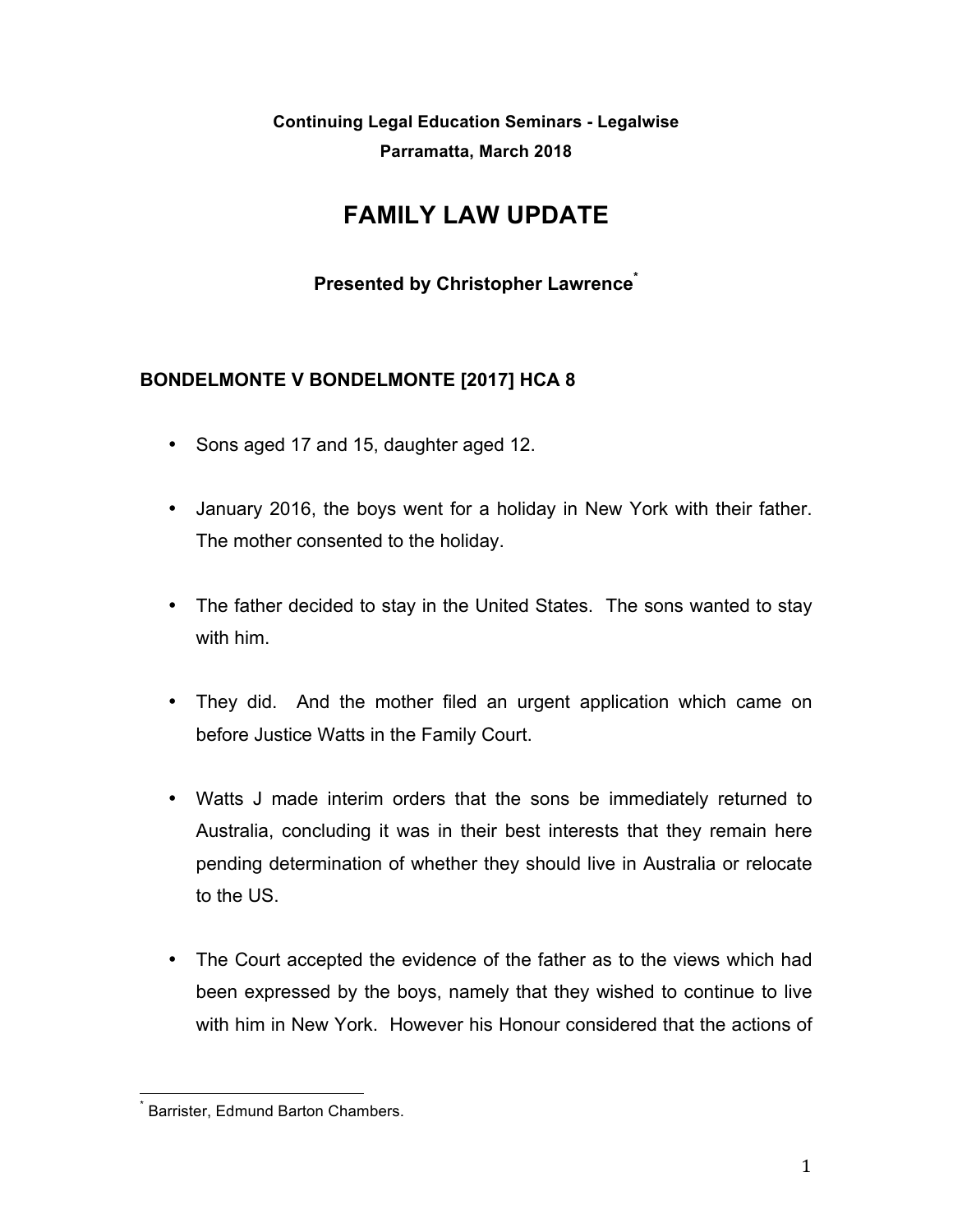**Continuing Legal Education Seminars - Legalwise**

**Parramatta, March 2018**

# FAMILY LAW UPDATE

**Presented by Christopher Lawrence**[*]

## BONDELMONTE V BONDELMONTE [2017] HCA 8

- Sons aged 17 and 15, daughter aged 12.
- January 2016, the boys went for a holiday in New York with their father. The mother consented to the holiday.
- The father decided to stay in the United States. The sons wanted to stay with him.
- They did. And the mother filed an urgent application which came on before Justice Watts in the Family Court.
- Watts J made interim orders that the sons be immediately returned to Australia, concluding it was in their best interests that they remain here pending determination of whether they should live in Australia or relocate to the US.
- The Court accepted the evidence of the father as to the views which had been expressed by the boys, namely that they wished to continue to live with him in New York. However his Honour considered that the actions of

[*] Barrister, Edmund Barton Chambers.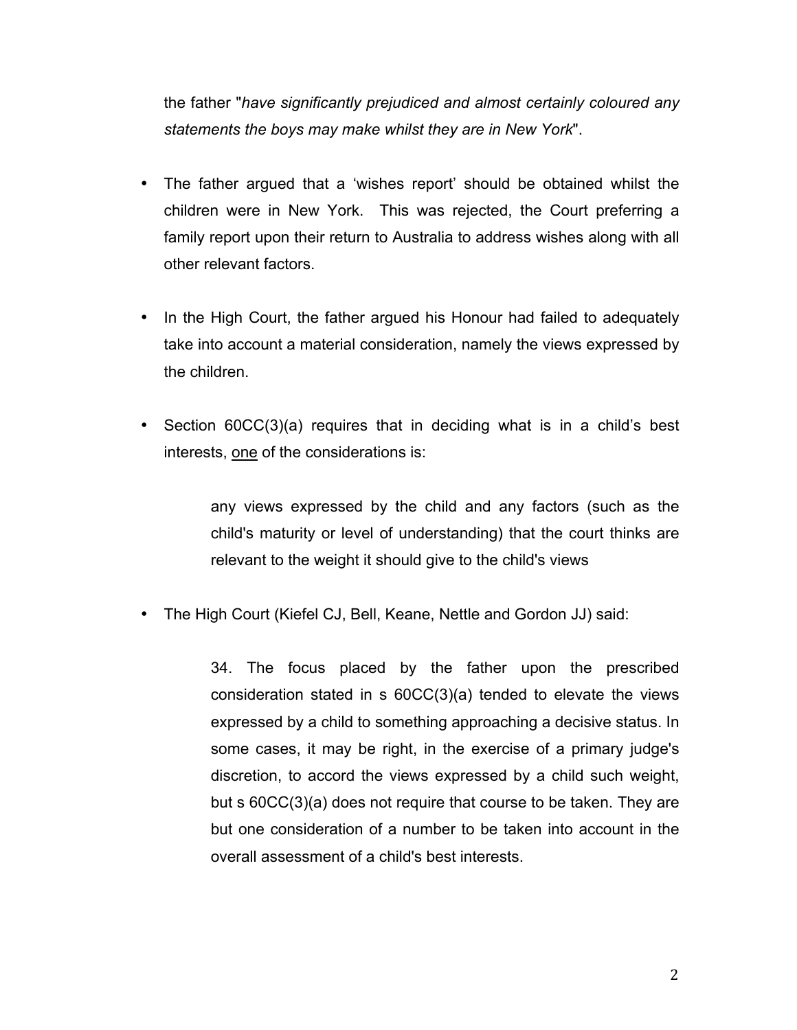the father "*have significantly prejudiced and almost certainly coloured any statements the boys may make whilst they are in New York*".

- The father argued that a 'wishes report' should be obtained whilst the children were in New York. This was rejected, the Court preferring a family report upon their return to Australia to address wishes along with all other relevant factors.

- In the High Court, the father argued his Honour had failed to adequately take into account a material consideration, namely the views expressed by the children.

- Section 60CC(3)(a) requires that in deciding what is in a child's best interests, <u>one</u> of the considerations is:

  > any views expressed by the child and any factors (such as the child's maturity or level of understanding) that the court thinks are relevant to the weight it should give to the child's views

- The High Court (Kiefel CJ, Bell, Keane, Nettle and Gordon JJ) said:

  > 34. The focus placed by the father upon the prescribed consideration stated in s 60CC(3)(a) tended to elevate the views expressed by a child to something approaching a decisive status. In some cases, it may be right, in the exercise of a primary judge's discretion, to accord the views expressed by a child such weight, but s 60CC(3)(a) does not require that course to be taken. They are but one consideration of a number to be taken into account in the overall assessment of a child's best interests.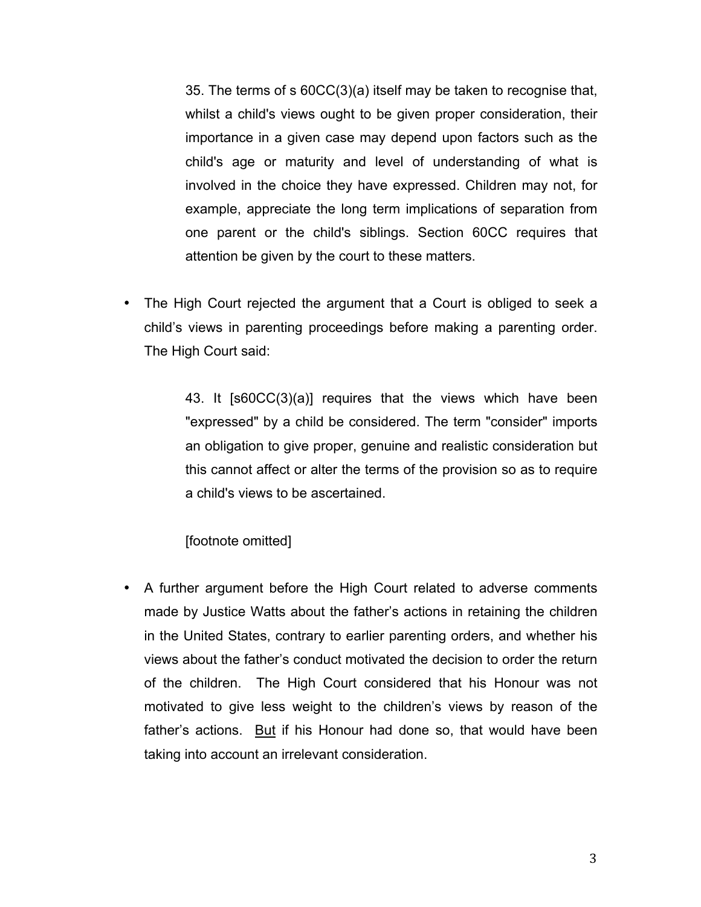> 35. The terms of s 60CC(3)(a) itself may be taken to recognise that, whilst a child's views ought to be given proper consideration, their importance in a given case may depend upon factors such as the child's age or maturity and level of understanding of what is involved in the choice they have expressed. Children may not, for example, appreciate the long term implications of separation from one parent or the child's siblings. Section 60CC requires that attention be given by the court to these matters.

- The High Court rejected the argument that a Court is obliged to seek a child's views in parenting proceedings before making a parenting order. The High Court said:

> 43. It [s60CC(3)(a)] requires that the views which have been "expressed" by a child be considered. The term "consider" imports an obligation to give proper, genuine and realistic consideration but this cannot affect or alter the terms of the provision so as to require a child's views to be ascertained.
>
> [footnote omitted]

- A further argument before the High Court related to adverse comments made by Justice Watts about the father's actions in retaining the children in the United States, contrary to earlier parenting orders, and whether his views about the father's conduct motivated the decision to order the return of the children. The High Court considered that his Honour was not motivated to give less weight to the children's views by reason of the father's actions. <u>But</u> if his Honour had done so, that would have been taking into account an irrelevant consideration.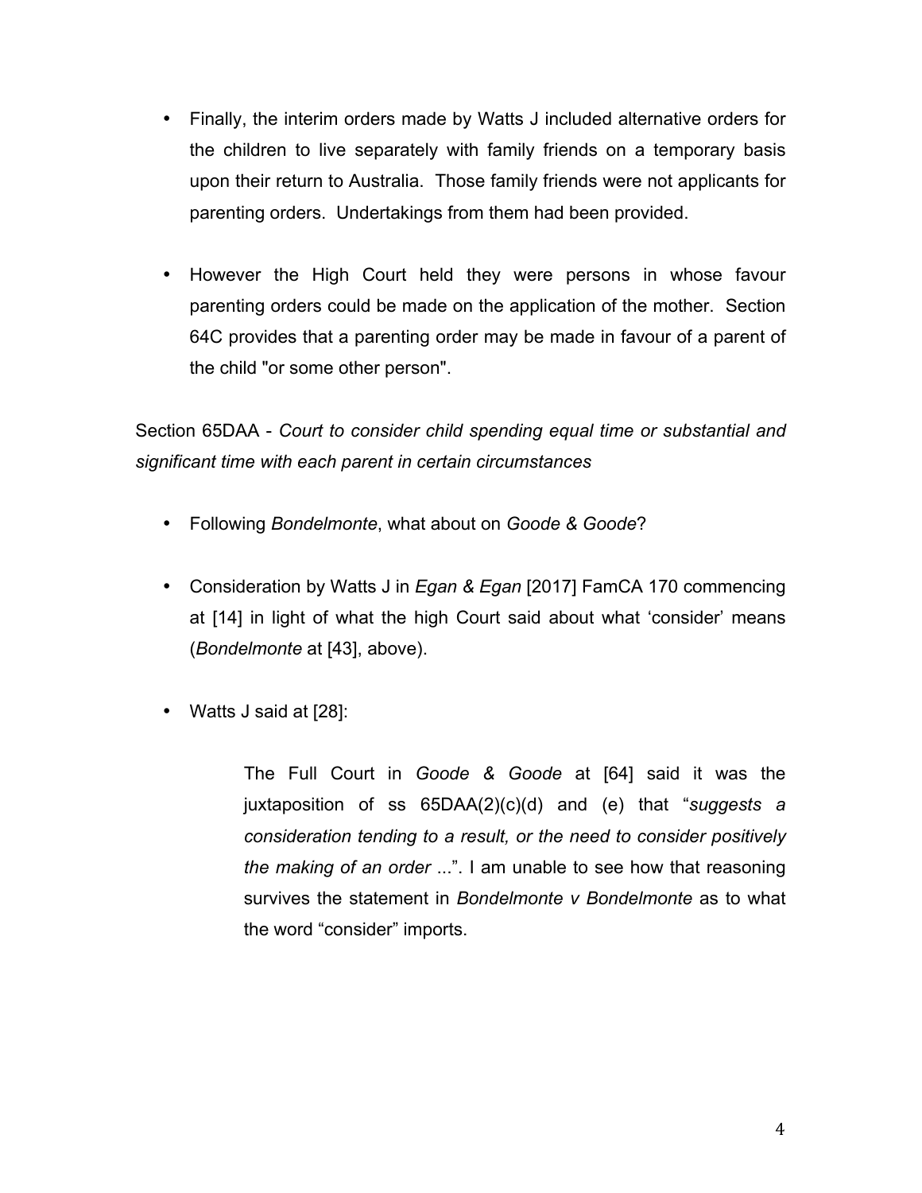- Finally, the interim orders made by Watts J included alternative orders for the children to live separately with family friends on a temporary basis upon their return to Australia. Those family friends were not applicants for parenting orders. Undertakings from them had been provided.

- However the High Court held they were persons in whose favour parenting orders could be made on the application of the mother. Section 64C provides that a parenting order may be made in favour of a parent of the child "or some other person".

Section 65DAA - *Court to consider child spending equal time or substantial and significant time with each parent in certain circumstances*

- Following *Bondelmonte*, what about on *Goode & Goode*?

- Consideration by Watts J in *Egan & Egan* [2017] FamCA 170 commencing at [14] in light of what the high Court said about what 'consider' means (*Bondelmonte* at [43], above).

- Watts J said at [28]:

> The Full Court in *Goode & Goode* at [64] said it was the juxtaposition of ss 65DAA(2)(c)(d) and (e) that "*suggests a consideration tending to a result, or the need to consider positively the making of an order* ...". I am unable to see how that reasoning survives the statement in *Bondelmonte v Bondelmonte* as to what the word "consider" imports.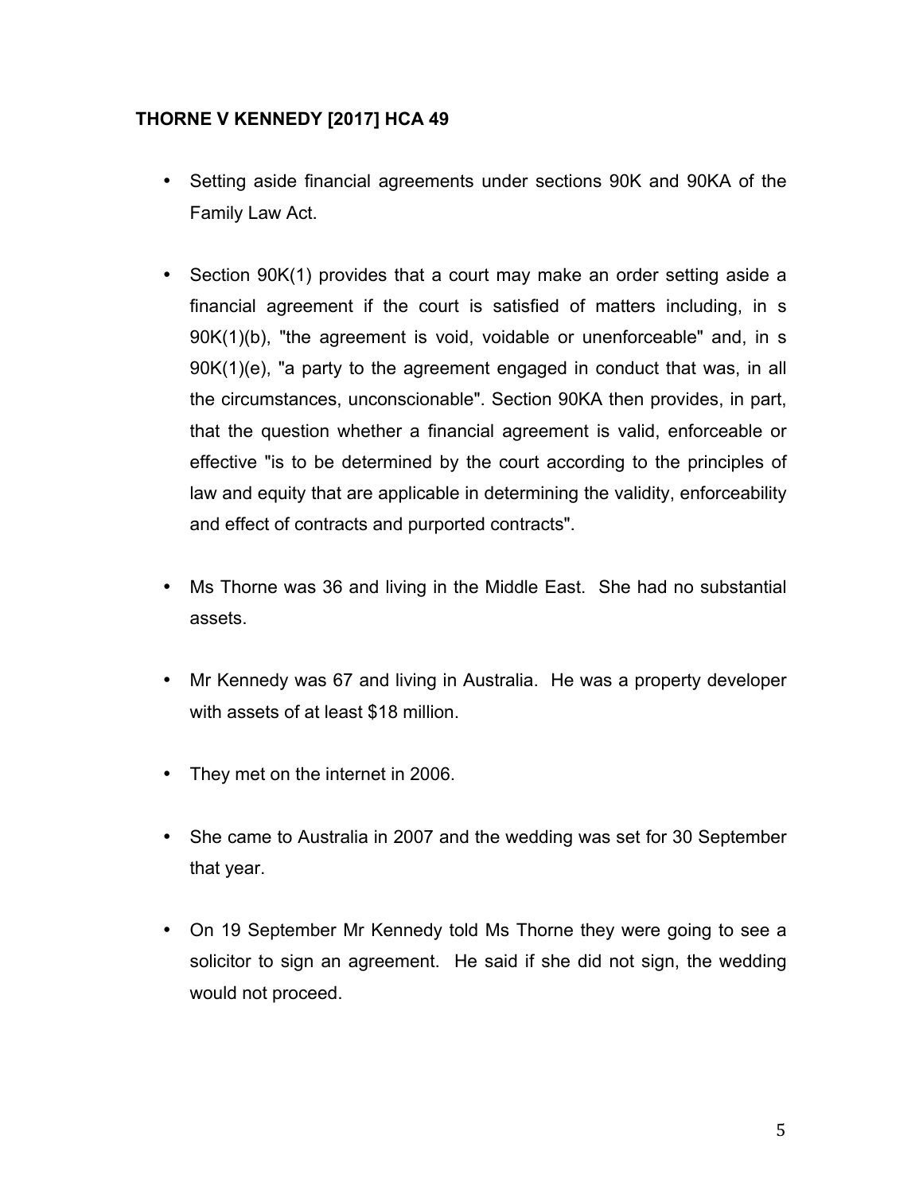**THORNE V KENNEDY [2017] HCA 49**

- Setting aside financial agreements under sections 90K and 90KA of the Family Law Act.

- Section 90K(1) provides that a court may make an order setting aside a financial agreement if the court is satisfied of matters including, in s 90K(1)(b), "the agreement is void, voidable or unenforceable" and, in s 90K(1)(e), "a party to the agreement engaged in conduct that was, in all the circumstances, unconscionable". Section 90KA then provides, in part, that the question whether a financial agreement is valid, enforceable or effective "is to be determined by the court according to the principles of law and equity that are applicable in determining the validity, enforceability and effect of contracts and purported contracts".

- Ms Thorne was 36 and living in the Middle East. She had no substantial assets.

- Mr Kennedy was 67 and living in Australia. He was a property developer with assets of at least $18 million.

- They met on the internet in 2006.

- She came to Australia in 2007 and the wedding was set for 30 September that year.

- On 19 September Mr Kennedy told Ms Thorne they were going to see a solicitor to sign an agreement. He said if she did not sign, the wedding would not proceed.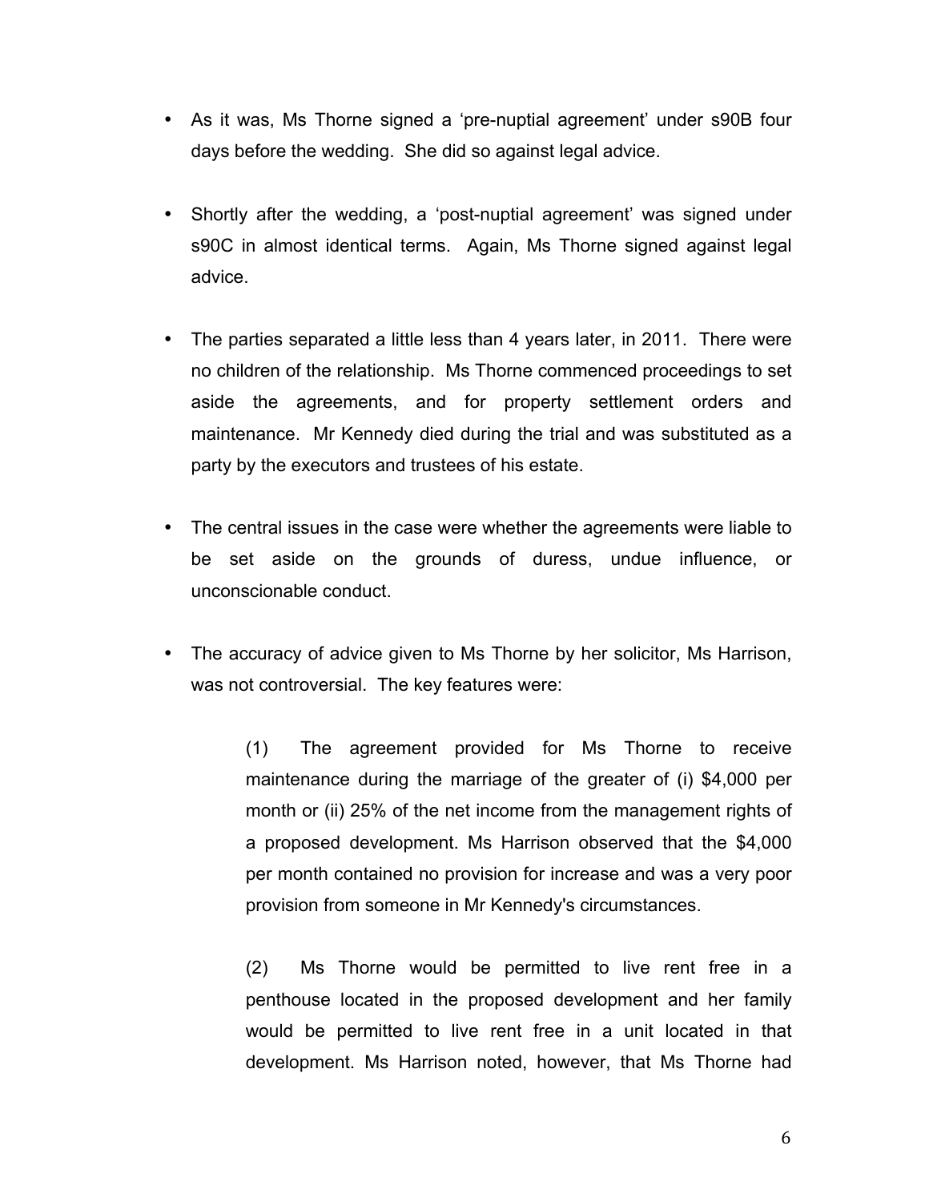- As it was, Ms Thorne signed a 'pre-nuptial agreement' under s90B four days before the wedding. She did so against legal advice.

- Shortly after the wedding, a 'post-nuptial agreement' was signed under s90C in almost identical terms. Again, Ms Thorne signed against legal advice.

- The parties separated a little less than 4 years later, in 2011. There were no children of the relationship. Ms Thorne commenced proceedings to set aside the agreements, and for property settlement orders and maintenance. Mr Kennedy died during the trial and was substituted as a party by the executors and trustees of his estate.

- The central issues in the case were whether the agreements were liable to be set aside on the grounds of duress, undue influence, or unconscionable conduct.

- The accuracy of advice given to Ms Thorne by her solicitor, Ms Harrison, was not controversial. The key features were:

  (1) The agreement provided for Ms Thorne to receive maintenance during the marriage of the greater of (i) $4,000 per month or (ii) 25% of the net income from the management rights of a proposed development. Ms Harrison observed that the $4,000 per month contained no provision for increase and was a very poor provision from someone in Mr Kennedy's circumstances.

  (2) Ms Thorne would be permitted to live rent free in a penthouse located in the proposed development and her family would be permitted to live rent free in a unit located in that development. Ms Harrison noted, however, that Ms Thorne had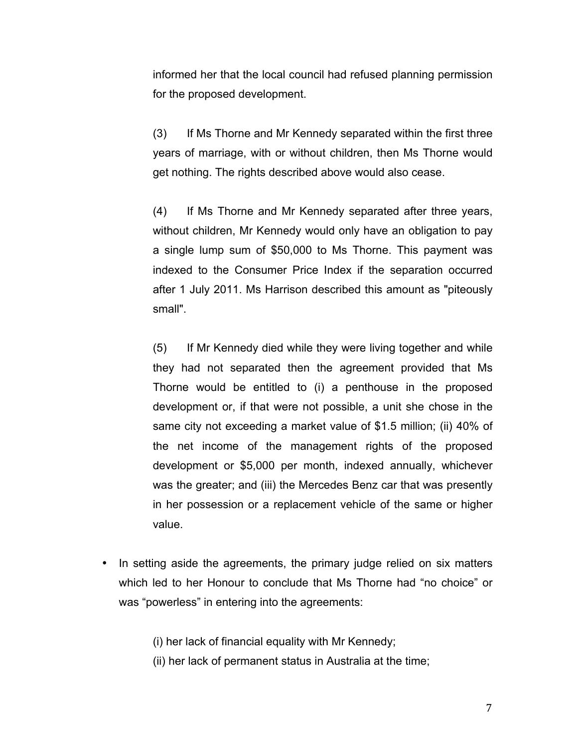informed her that the local council had refused planning permission for the proposed development.

(3) If Ms Thorne and Mr Kennedy separated within the first three years of marriage, with or without children, then Ms Thorne would get nothing. The rights described above would also cease.

(4) If Ms Thorne and Mr Kennedy separated after three years, without children, Mr Kennedy would only have an obligation to pay a single lump sum of $50,000 to Ms Thorne. This payment was indexed to the Consumer Price Index if the separation occurred after 1 July 2011. Ms Harrison described this amount as "piteously small".

(5) If Mr Kennedy died while they were living together and while they had not separated then the agreement provided that Ms Thorne would be entitled to (i) a penthouse in the proposed development or, if that were not possible, a unit she chose in the same city not exceeding a market value of $1.5 million; (ii) 40% of the net income of the management rights of the proposed development or $5,000 per month, indexed annually, whichever was the greater; and (iii) the Mercedes Benz car that was presently in her possession or a replacement vehicle of the same or higher value.

- In setting aside the agreements, the primary judge relied on six matters which led to her Honour to conclude that Ms Thorne had "no choice" or was "powerless" in entering into the agreements:

  (i) her lack of financial equality with Mr Kennedy;
  (ii) her lack of permanent status in Australia at the time;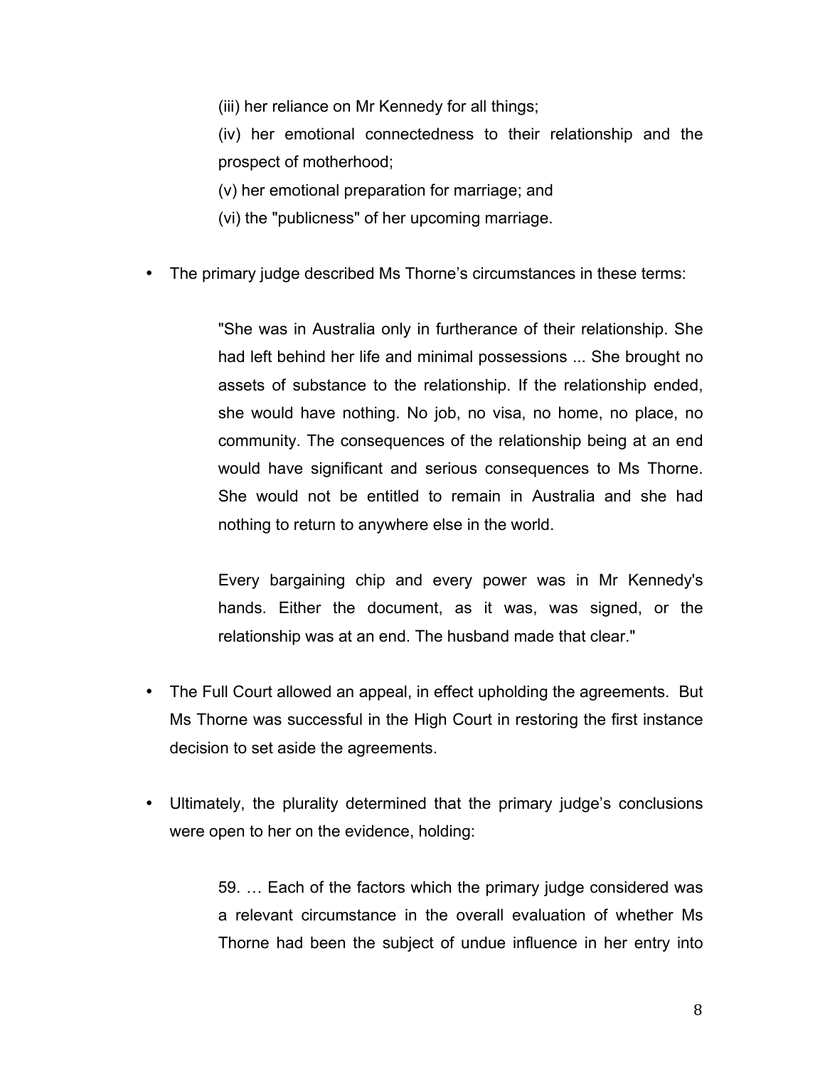(iii) her reliance on Mr Kennedy for all things;

(iv) her emotional connectedness to their relationship and the prospect of motherhood;

(v) her emotional preparation for marriage; and

(vi) the "publicness" of her upcoming marriage.

- The primary judge described Ms Thorne's circumstances in these terms:

> "She was in Australia only in furtherance of their relationship. She had left behind her life and minimal possessions ... She brought no assets of substance to the relationship. If the relationship ended, she would have nothing. No job, no visa, no home, no place, no community. The consequences of the relationship being at an end would have significant and serious consequences to Ms Thorne. She would not be entitled to remain in Australia and she had nothing to return to anywhere else in the world.
>
> Every bargaining chip and every power was in Mr Kennedy's hands. Either the document, as it was, was signed, or the relationship was at an end. The husband made that clear."

- The Full Court allowed an appeal, in effect upholding the agreements. But Ms Thorne was successful in the High Court in restoring the first instance decision to set aside the agreements.

- Ultimately, the plurality determined that the primary judge's conclusions were open to her on the evidence, holding:

> 59. … Each of the factors which the primary judge considered was a relevant circumstance in the overall evaluation of whether Ms Thorne had been the subject of undue influence in her entry into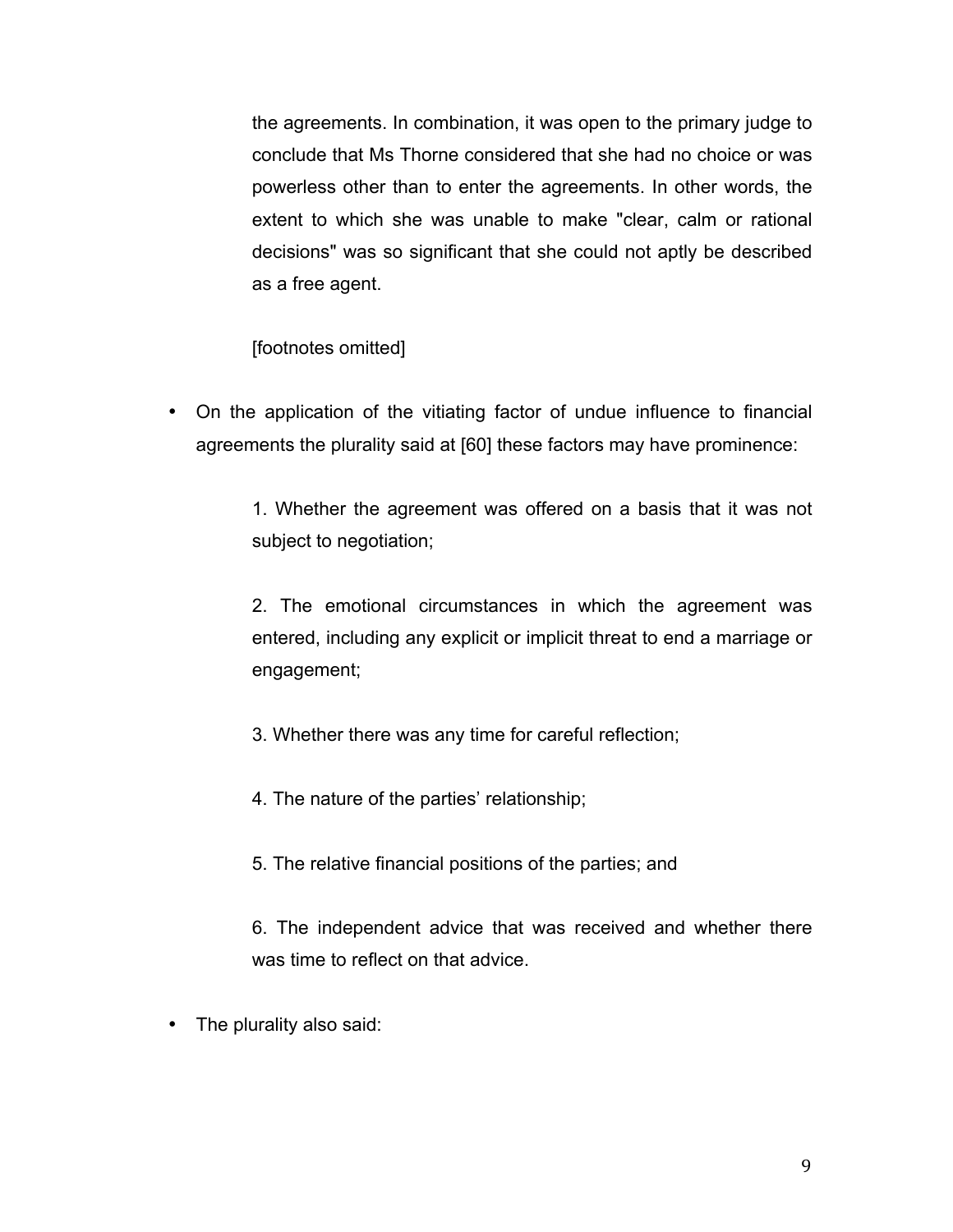> the agreements. In combination, it was open to the primary judge to conclude that Ms Thorne considered that she had no choice or was powerless other than to enter the agreements. In other words, the extent to which she was unable to make "clear, calm or rational decisions" was so significant that she could not aptly be described as a free agent.
>
> [footnotes omitted]

- On the application of the vitiating factor of undue influence to financial agreements the plurality said at [60] these factors may have prominence:

> 1. Whether the agreement was offered on a basis that it was not subject to negotiation;
>
> 2. The emotional circumstances in which the agreement was entered, including any explicit or implicit threat to end a marriage or engagement;
>
> 3. Whether there was any time for careful reflection;
>
> 4. The nature of the parties' relationship;
>
> 5. The relative financial positions of the parties; and
>
> 6. The independent advice that was received and whether there was time to reflect on that advice.

- The plurality also said: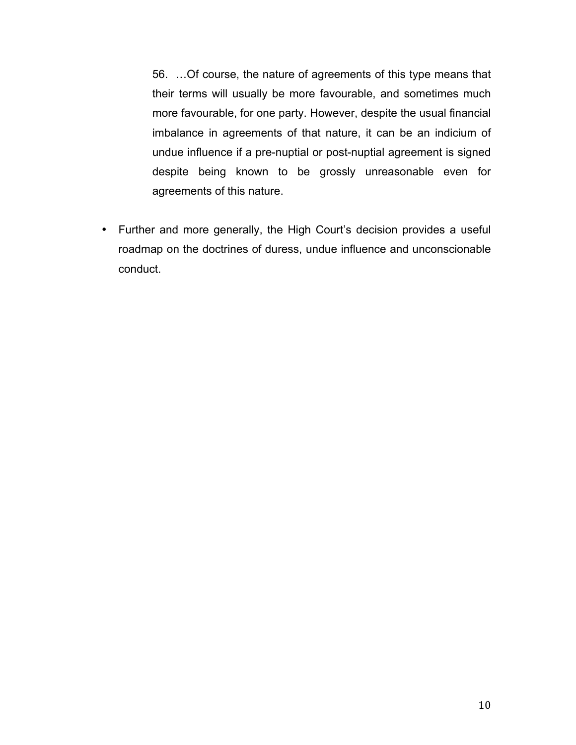> 56. …Of course, the nature of agreements of this type means that their terms will usually be more favourable, and sometimes much more favourable, for one party. However, despite the usual financial imbalance in agreements of that nature, it can be an indicium of undue influence if a pre-nuptial or post-nuptial agreement is signed despite being known to be grossly unreasonable even for agreements of this nature.

- Further and more generally, the High Court's decision provides a useful roadmap on the doctrines of duress, undue influence and unconscionable conduct.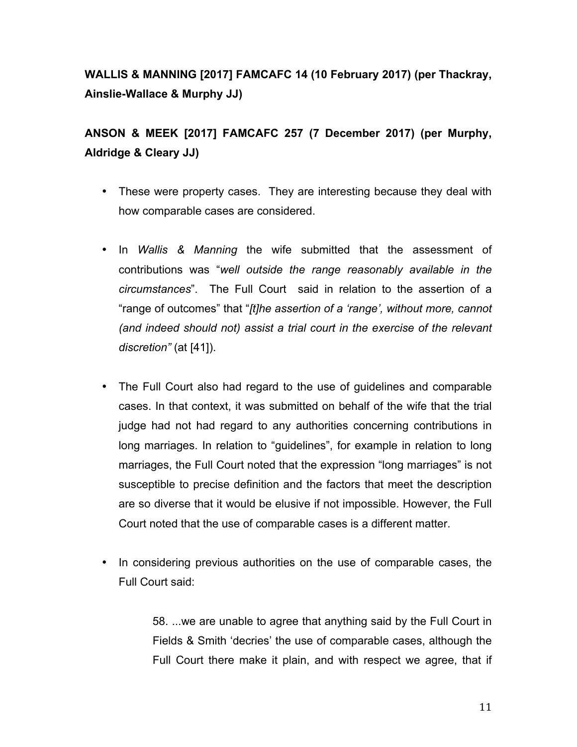**WALLIS & MANNING [2017] FAMCAFC 14 (10 February 2017) (per Thackray, Ainslie-Wallace & Murphy JJ)**

**ANSON & MEEK [2017] FAMCAFC 257 (7 December 2017) (per Murphy, Aldridge & Cleary JJ)**

- These were property cases. They are interesting because they deal with how comparable cases are considered.

- In *Wallis & Manning* the wife submitted that the assessment of contributions was "*well outside the range reasonably available in the circumstances*". The Full Court said in relation to the assertion of a "range of outcomes" that "*[t]he assertion of a 'range', without more, cannot (and indeed should not) assist a trial court in the exercise of the relevant discretion"* (at [41]).

- The Full Court also had regard to the use of guidelines and comparable cases. In that context, it was submitted on behalf of the wife that the trial judge had not had regard to any authorities concerning contributions in long marriages. In relation to "guidelines", for example in relation to long marriages, the Full Court noted that the expression "long marriages" is not susceptible to precise definition and the factors that meet the description are so diverse that it would be elusive if not impossible. However, the Full Court noted that the use of comparable cases is a different matter.

- In considering previous authorities on the use of comparable cases, the Full Court said:

  > 58. ...we are unable to agree that anything said by the Full Court in Fields & Smith 'decries' the use of comparable cases, although the Full Court there make it plain, and with respect we agree, that if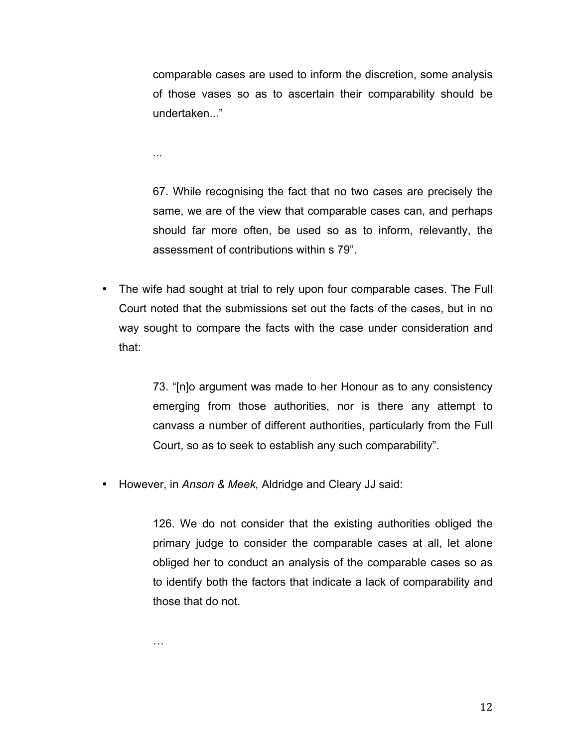> comparable cases are used to inform the discretion, some analysis of those vases so as to ascertain their comparability should be undertaken..."
>
> ...
>
> 67. While recognising the fact that no two cases are precisely the same, we are of the view that comparable cases can, and perhaps should far more often, be used so as to inform, relevantly, the assessment of contributions within s 79".

- The wife had sought at trial to rely upon four comparable cases. The Full Court noted that the submissions set out the facts of the cases, but in no way sought to compare the facts with the case under consideration and that:

> 73. "[n]o argument was made to her Honour as to any consistency emerging from those authorities, nor is there any attempt to canvass a number of different authorities, particularly from the Full Court, so as to seek to establish any such comparability".

- However, in *Anson & Meek,* Aldridge and Cleary JJ said:

> 126. We do not consider that the existing authorities obliged the primary judge to consider the comparable cases at all, let alone obliged her to conduct an analysis of the comparable cases so as to identify both the factors that indicate a lack of comparability and those that do not.
>
> …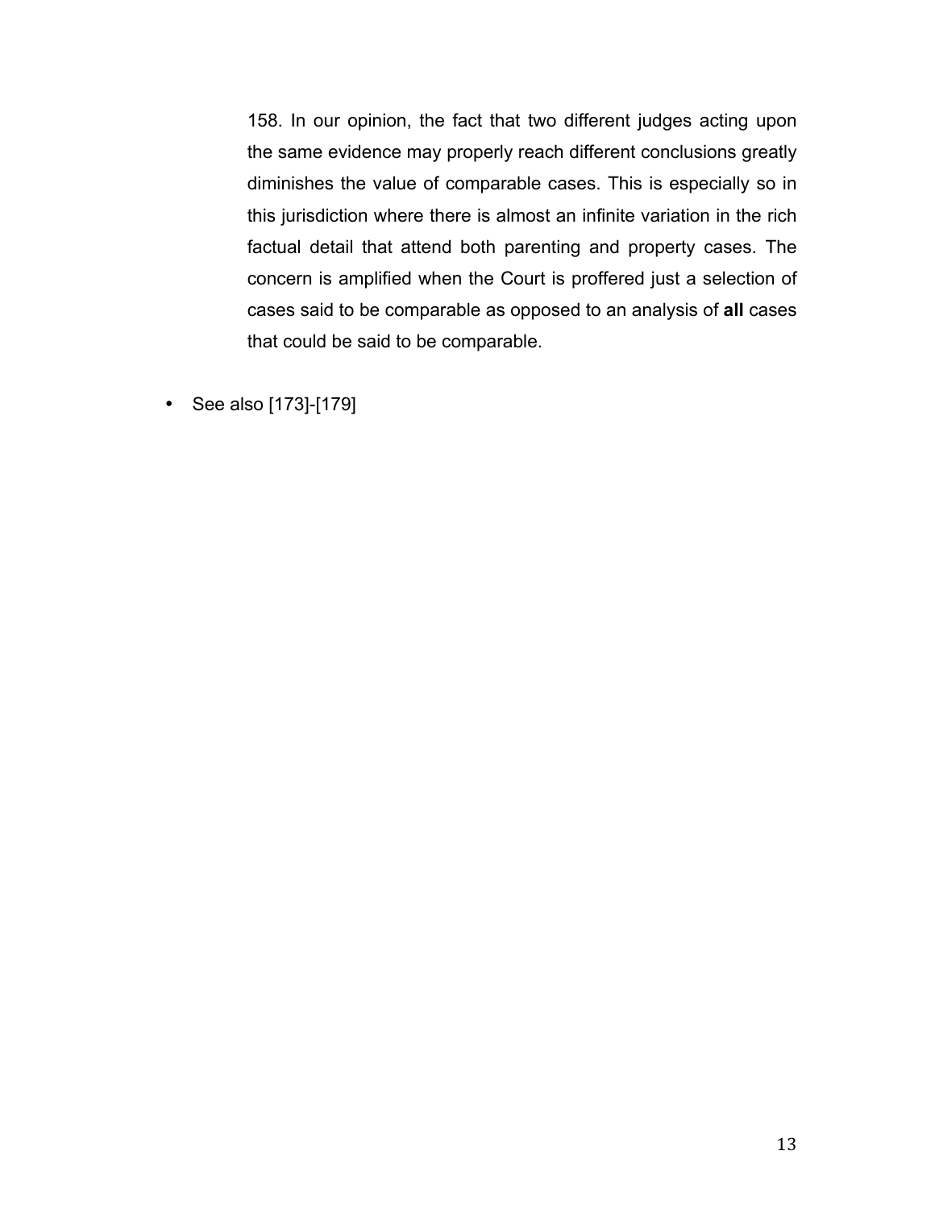> 158. In our opinion, the fact that two different judges acting upon the same evidence may properly reach different conclusions greatly diminishes the value of comparable cases. This is especially so in this jurisdiction where there is almost an infinite variation in the rich factual detail that attend both parenting and property cases. The concern is amplified when the Court is proffered just a selection of cases said to be comparable as opposed to an analysis of **all** cases that could be said to be comparable.

- See also [173]-[179]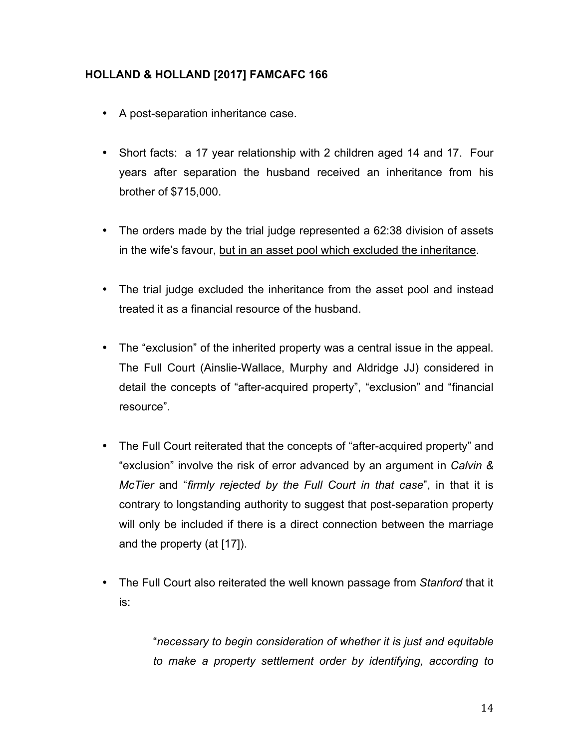**HOLLAND & HOLLAND [2017] FAMCAFC 166**

- A post-separation inheritance case.

- Short facts: a 17 year relationship with 2 children aged 14 and 17. Four years after separation the husband received an inheritance from his brother of $715,000.

- The orders made by the trial judge represented a 62:38 division of assets in the wife's favour, <u>but in an asset pool which excluded the inheritance</u>.

- The trial judge excluded the inheritance from the asset pool and instead treated it as a financial resource of the husband.

- The "exclusion" of the inherited property was a central issue in the appeal. The Full Court (Ainslie-Wallace, Murphy and Aldridge JJ) considered in detail the concepts of "after-acquired property", "exclusion" and "financial resource".

- The Full Court reiterated that the concepts of "after-acquired property" and "exclusion" involve the risk of error advanced by an argument in *Calvin & McTier* and "*firmly rejected by the Full Court in that case*", in that it is contrary to longstanding authority to suggest that post-separation property will only be included if there is a direct connection between the marriage and the property (at [17]).

- The Full Court also reiterated the well known passage from *Stanford* that it is:

  > "*necessary to begin consideration of whether it is just and equitable to make a property settlement order by identifying, according to*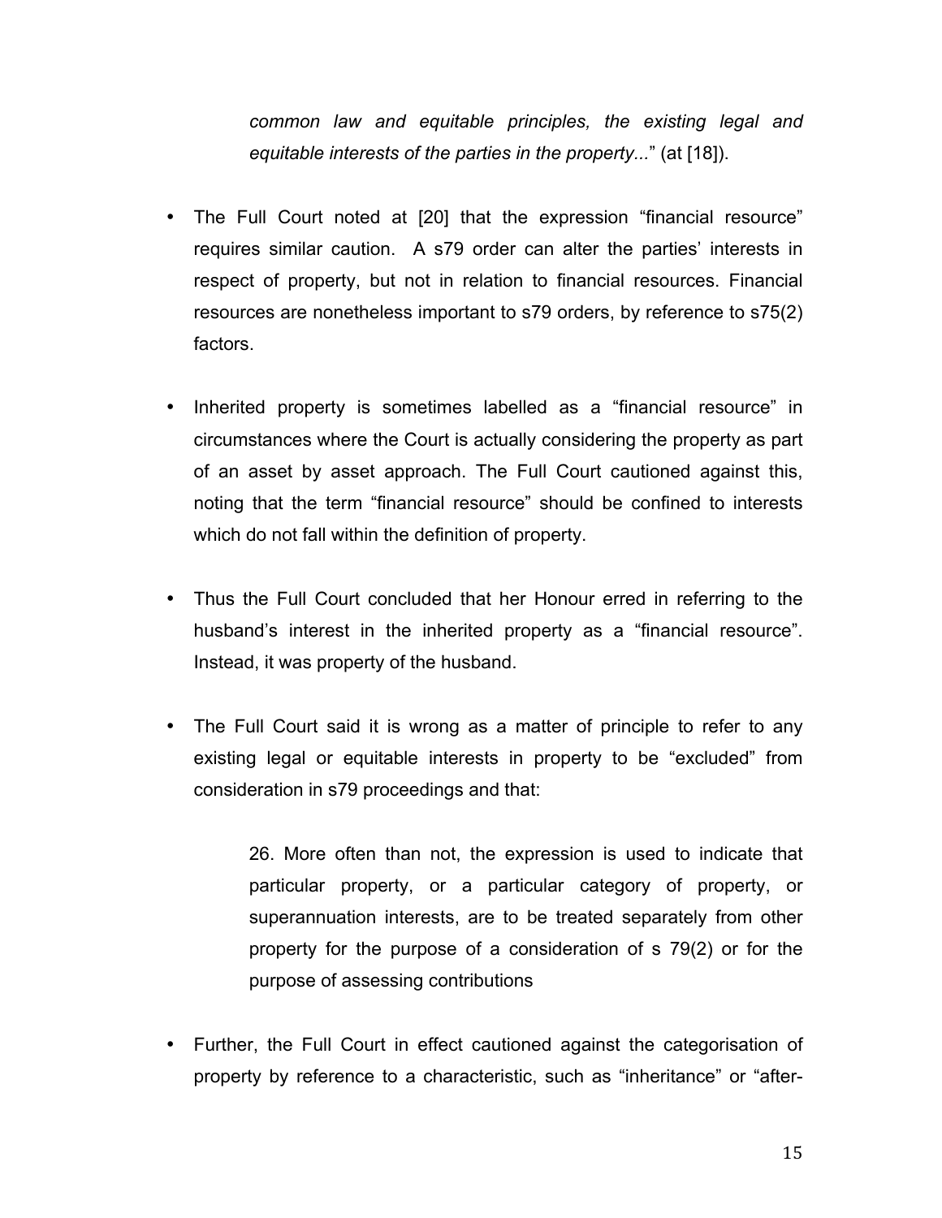> *common law and equitable principles, the existing legal and equitable interests of the parties in the property...*" (at [18]).

- The Full Court noted at [20] that the expression "financial resource" requires similar caution. A s79 order can alter the parties' interests in respect of property, but not in relation to financial resources. Financial resources are nonetheless important to s79 orders, by reference to s75(2) factors.

- Inherited property is sometimes labelled as a "financial resource" in circumstances where the Court is actually considering the property as part of an asset by asset approach. The Full Court cautioned against this, noting that the term "financial resource" should be confined to interests which do not fall within the definition of property.

- Thus the Full Court concluded that her Honour erred in referring to the husband's interest in the inherited property as a "financial resource". Instead, it was property of the husband.

- The Full Court said it is wrong as a matter of principle to refer to any existing legal or equitable interests in property to be "excluded" from consideration in s79 proceedings and that:

  > 26. More often than not, the expression is used to indicate that particular property, or a particular category of property, or superannuation interests, are to be treated separately from other property for the purpose of a consideration of s 79(2) or for the purpose of assessing contributions

- Further, the Full Court in effect cautioned against the categorisation of property by reference to a characteristic, such as "inheritance" or "after-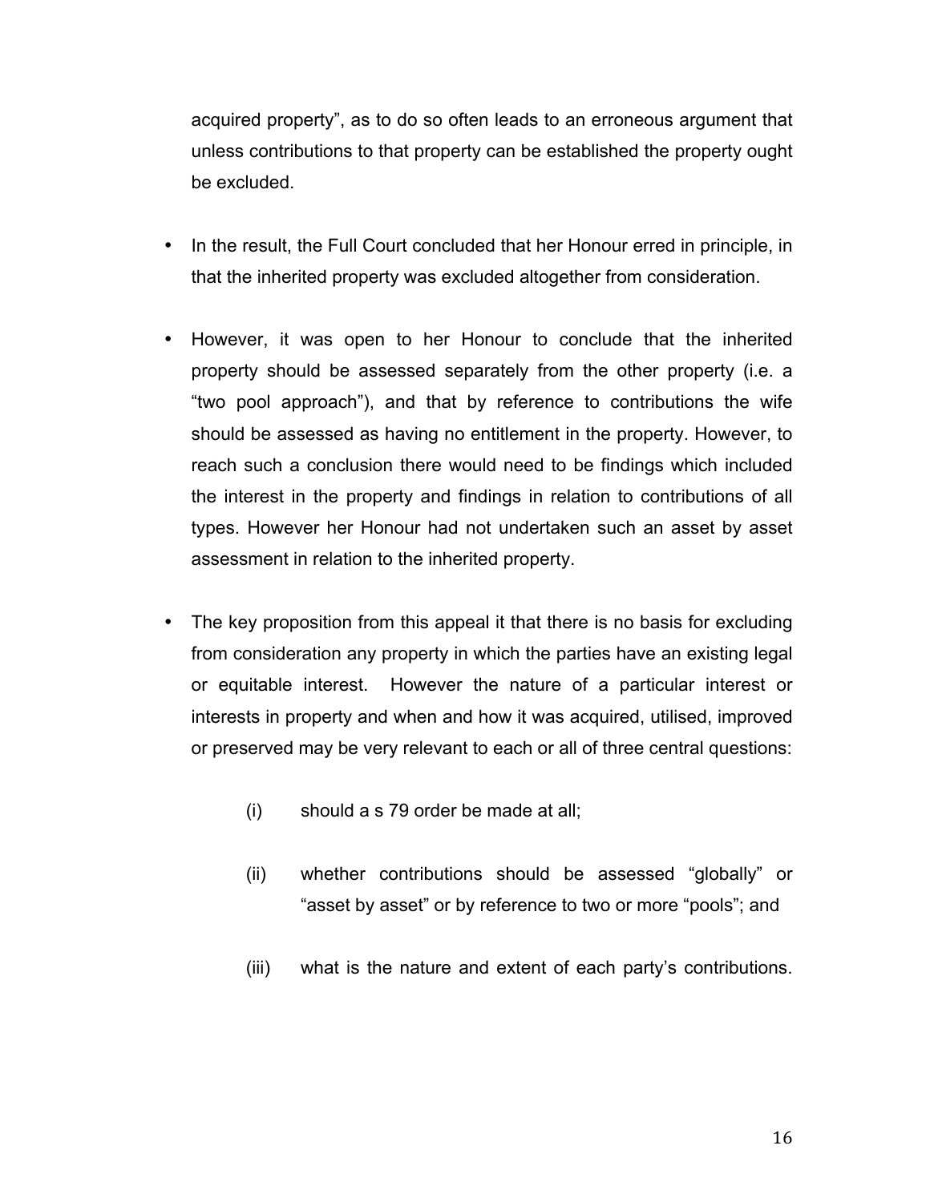acquired property", as to do so often leads to an erroneous argument that unless contributions to that property can be established the property ought be excluded.

- In the result, the Full Court concluded that her Honour erred in principle, in that the inherited property was excluded altogether from consideration.

- However, it was open to her Honour to conclude that the inherited property should be assessed separately from the other property (i.e. a "two pool approach"), and that by reference to contributions the wife should be assessed as having no entitlement in the property. However, to reach such a conclusion there would need to be findings which included the interest in the property and findings in relation to contributions of all types. However her Honour had not undertaken such an asset by asset assessment in relation to the inherited property.

- The key proposition from this appeal it that there is no basis for excluding from consideration any property in which the parties have an existing legal or equitable interest. However the nature of a particular interest or interests in property and when and how it was acquired, utilised, improved or preserved may be very relevant to each or all of three central questions:

  (i) should a s 79 order be made at all;

  (ii) whether contributions should be assessed "globally" or "asset by asset" or by reference to two or more "pools"; and

  (iii) what is the nature and extent of each party's contributions.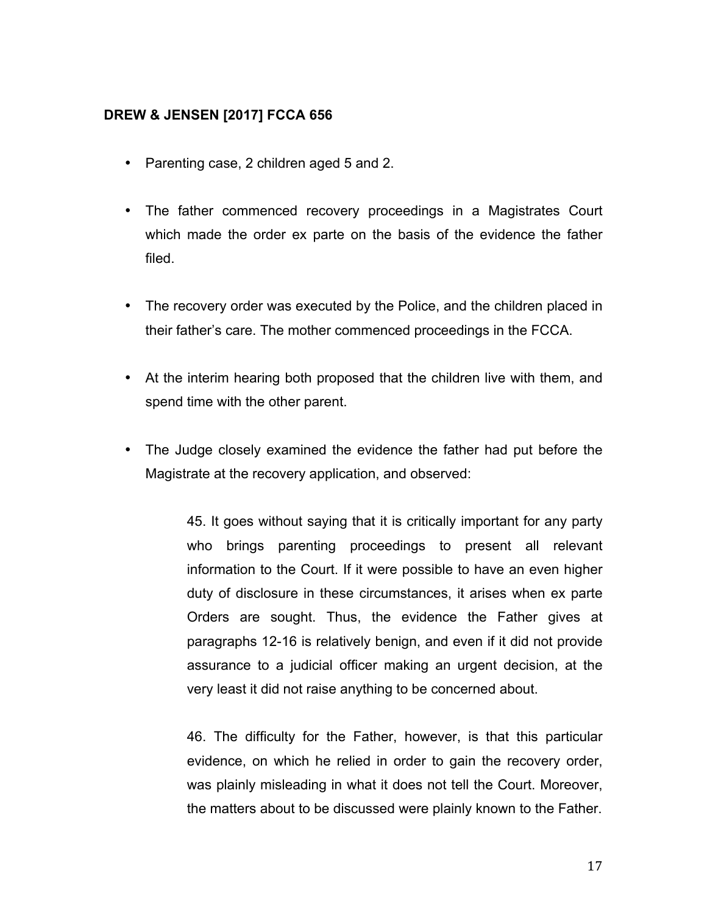**DREW & JENSEN [2017] FCCA 656**

- Parenting case, 2 children aged 5 and 2.
- The father commenced recovery proceedings in a Magistrates Court which made the order ex parte on the basis of the evidence the father filed.
- The recovery order was executed by the Police, and the children placed in their father's care. The mother commenced proceedings in the FCCA.
- At the interim hearing both proposed that the children live with them, and spend time with the other parent.
- The Judge closely examined the evidence the father had put before the Magistrate at the recovery application, and observed:

> 45. It goes without saying that it is critically important for any party who brings parenting proceedings to present all relevant information to the Court. If it were possible to have an even higher duty of disclosure in these circumstances, it arises when ex parte Orders are sought. Thus, the evidence the Father gives at paragraphs 12-16 is relatively benign, and even if it did not provide assurance to a judicial officer making an urgent decision, at the very least it did not raise anything to be concerned about.
>
> 46. The difficulty for the Father, however, is that this particular evidence, on which he relied in order to gain the recovery order, was plainly misleading in what it does not tell the Court. Moreover, the matters about to be discussed were plainly known to the Father.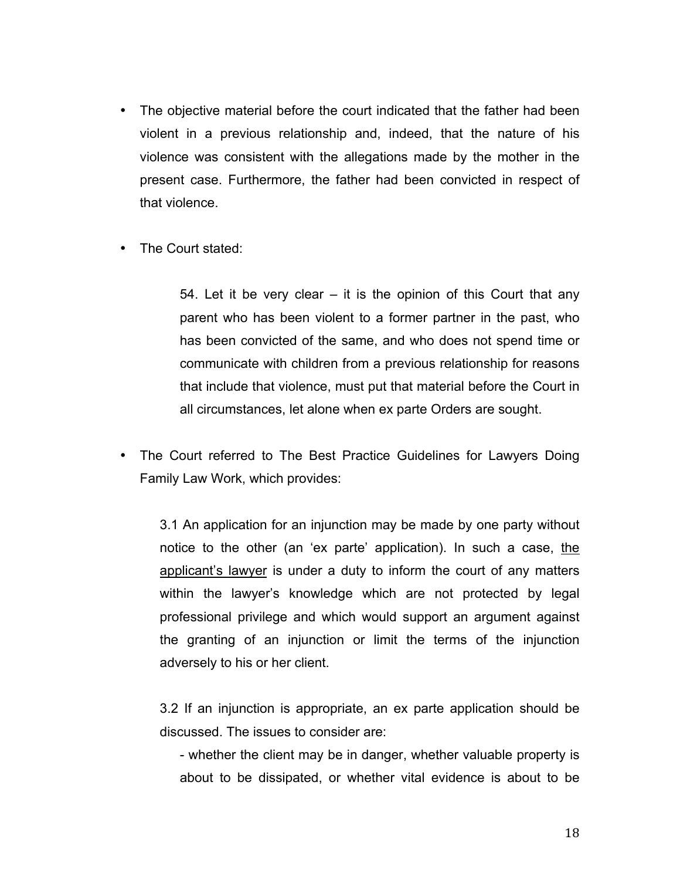- The objective material before the court indicated that the father had been violent in a previous relationship and, indeed, that the nature of his violence was consistent with the allegations made by the mother in the present case. Furthermore, the father had been convicted in respect of that violence.

- The Court stated:

  > 54. Let it be very clear – it is the opinion of this Court that any parent who has been violent to a former partner in the past, who has been convicted of the same, and who does not spend time or communicate with children from a previous relationship for reasons that include that violence, must put that material before the Court in all circumstances, let alone when ex parte Orders are sought.

- The Court referred to The Best Practice Guidelines for Lawyers Doing Family Law Work, which provides:

  > 3.1 An application for an injunction may be made by one party without notice to the other (an 'ex parte' application). In such a case, <u>the applicant's lawyer</u> is under a duty to inform the court of any matters within the lawyer's knowledge which are not protected by legal professional privilege and which would support an argument against the granting of an injunction or limit the terms of the injunction adversely to his or her client.
  >
  > 3.2 If an injunction is appropriate, an ex parte application should be discussed. The issues to consider are:
  >
  > - whether the client may be in danger, whether valuable property is about to be dissipated, or whether vital evidence is about to be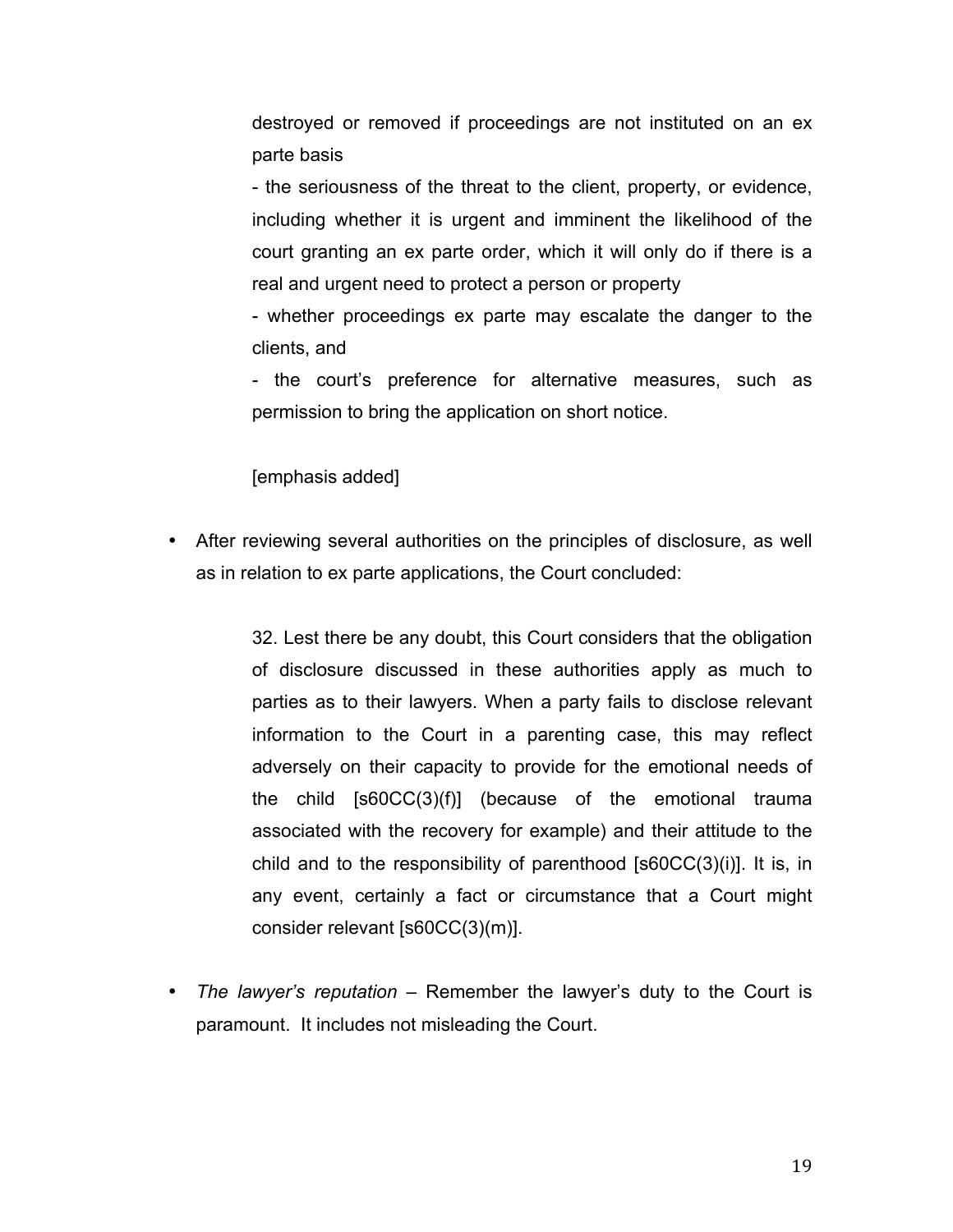> destroyed or removed if proceedings are not instituted on an ex parte basis
>
> - the seriousness of the threat to the client, property, or evidence, including whether it is urgent and imminent the likelihood of the court granting an ex parte order, which it will only do if there is a real and urgent need to protect a person or property
>
> - whether proceedings ex parte may escalate the danger to the clients, and
>
> - the court's preference for alternative measures, such as permission to bring the application on short notice.
>
> [emphasis added]

- After reviewing several authorities on the principles of disclosure, as well as in relation to ex parte applications, the Court concluded:

> 32. Lest there be any doubt, this Court considers that the obligation of disclosure discussed in these authorities apply as much to parties as to their lawyers. When a party fails to disclose relevant information to the Court in a parenting case, this may reflect adversely on their capacity to provide for the emotional needs of the child [s60CC(3)(f)] (because of the emotional trauma associated with the recovery for example) and their attitude to the child and to the responsibility of parenthood [s60CC(3)(i)]. It is, in any event, certainly a fact or circumstance that a Court might consider relevant [s60CC(3)(m)].

- *The lawyer's reputation* – Remember the lawyer's duty to the Court is paramount. It includes not misleading the Court.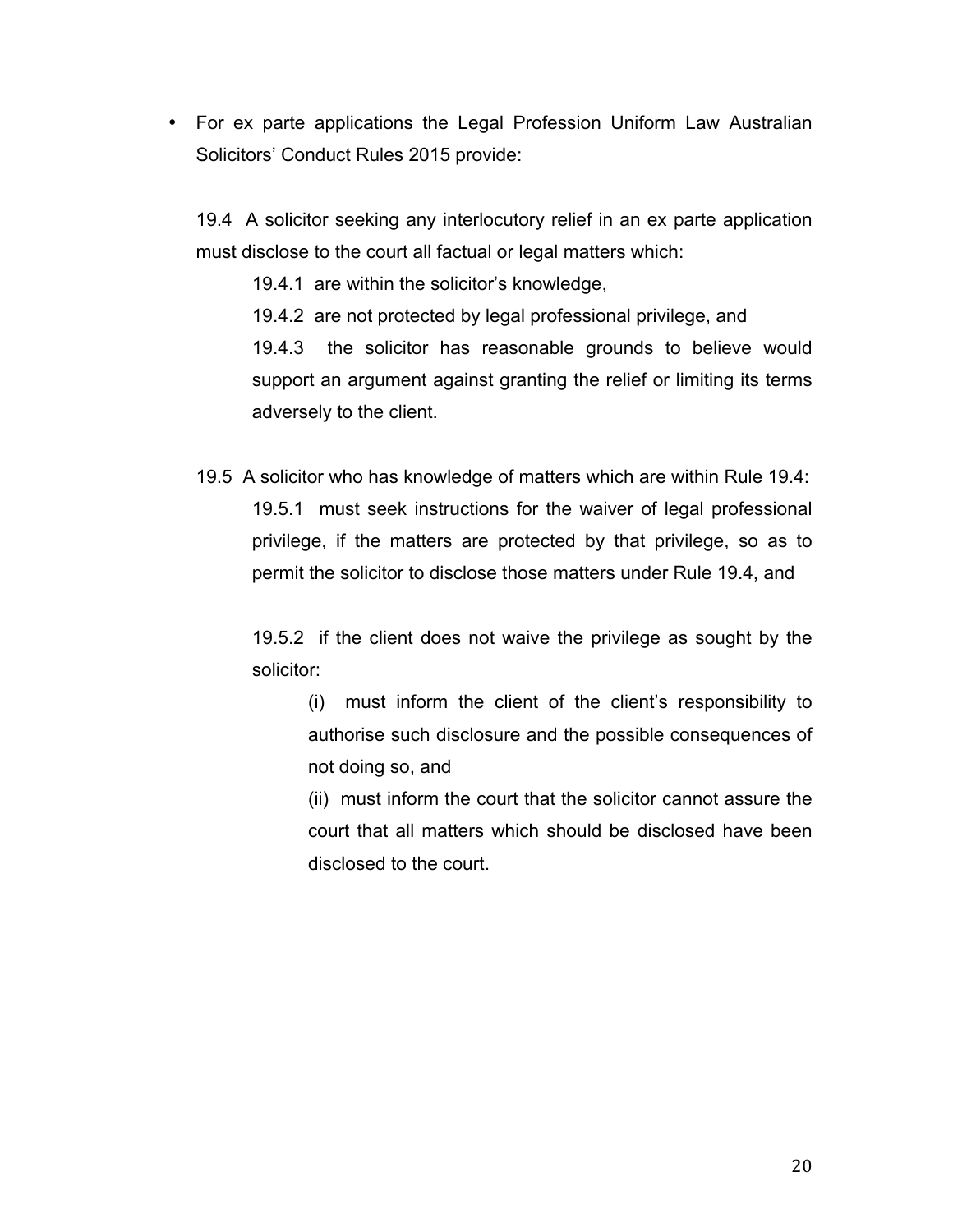- For ex parte applications the Legal Profession Uniform Law Australian Solicitors' Conduct Rules 2015 provide:

  19.4 A solicitor seeking any interlocutory relief in an ex parte application must disclose to the court all factual or legal matters which:

  19.4.1 are within the solicitor's knowledge,

  19.4.2 are not protected by legal professional privilege, and

  19.4.3 the solicitor has reasonable grounds to believe would support an argument against granting the relief or limiting its terms adversely to the client.

  19.5 A solicitor who has knowledge of matters which are within Rule 19.4:

  19.5.1 must seek instructions for the waiver of legal professional privilege, if the matters are protected by that privilege, so as to permit the solicitor to disclose those matters under Rule 19.4, and

  19.5.2 if the client does not waive the privilege as sought by the solicitor:

  (i) must inform the client of the client's responsibility to authorise such disclosure and the possible consequences of not doing so, and

  (ii) must inform the court that the solicitor cannot assure the court that all matters which should be disclosed have been disclosed to the court.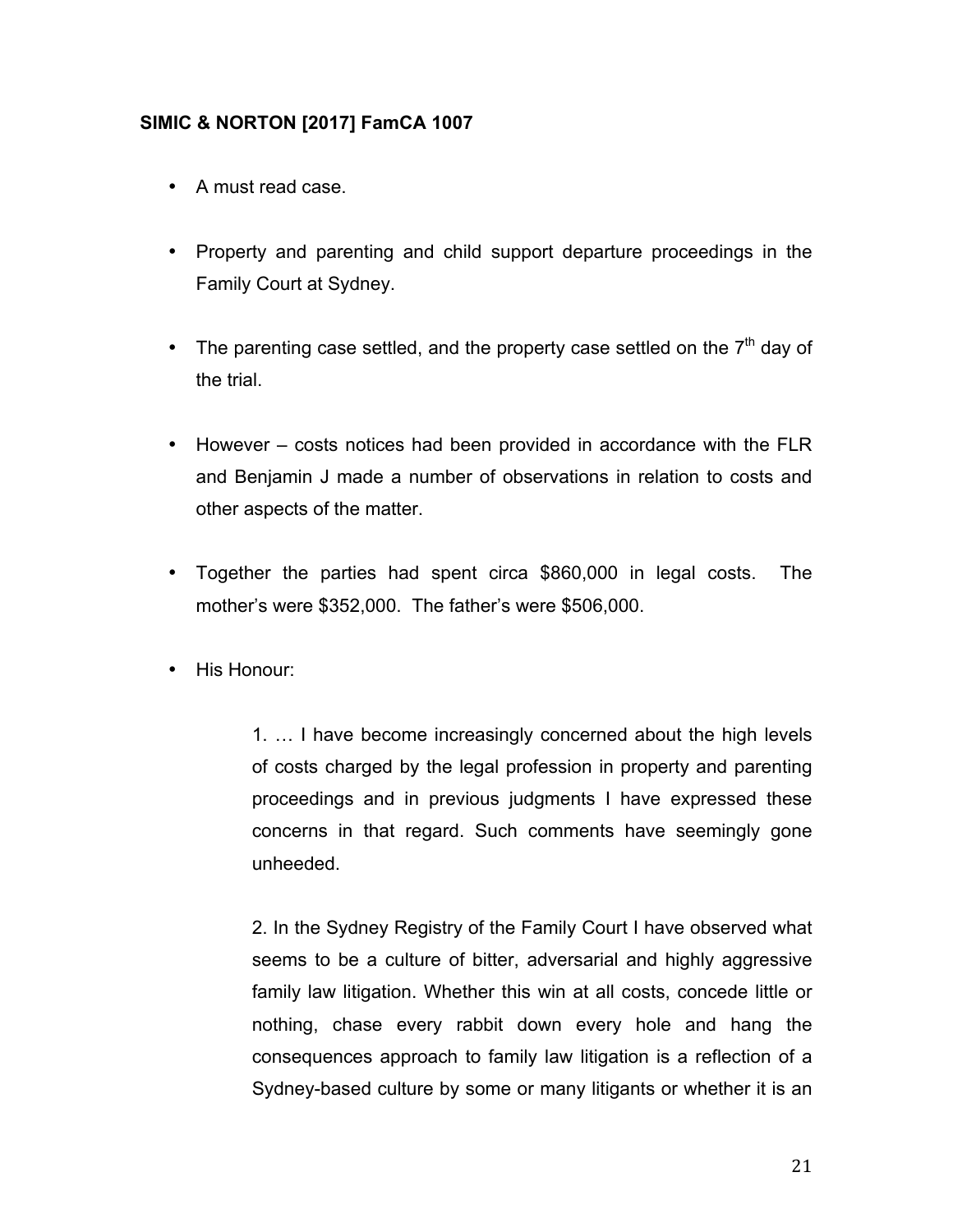**SIMIC & NORTON [2017] FamCA 1007**

- A must read case.
- Property and parenting and child support departure proceedings in the Family Court at Sydney.
- The parenting case settled, and the property case settled on the 7th day of the trial.
- However – costs notices had been provided in accordance with the FLR and Benjamin J made a number of observations in relation to costs and other aspects of the matter.
- Together the parties had spent circa $860,000 in legal costs. The mother's were $352,000. The father's were $506,000.
- His Honour:

> 1. … I have become increasingly concerned about the high levels of costs charged by the legal profession in property and parenting proceedings and in previous judgments I have expressed these concerns in that regard. Such comments have seemingly gone unheeded.
>
> 2. In the Sydney Registry of the Family Court I have observed what seems to be a culture of bitter, adversarial and highly aggressive family law litigation. Whether this win at all costs, concede little or nothing, chase every rabbit down every hole and hang the consequences approach to family law litigation is a reflection of a Sydney-based culture by some or many litigants or whether it is an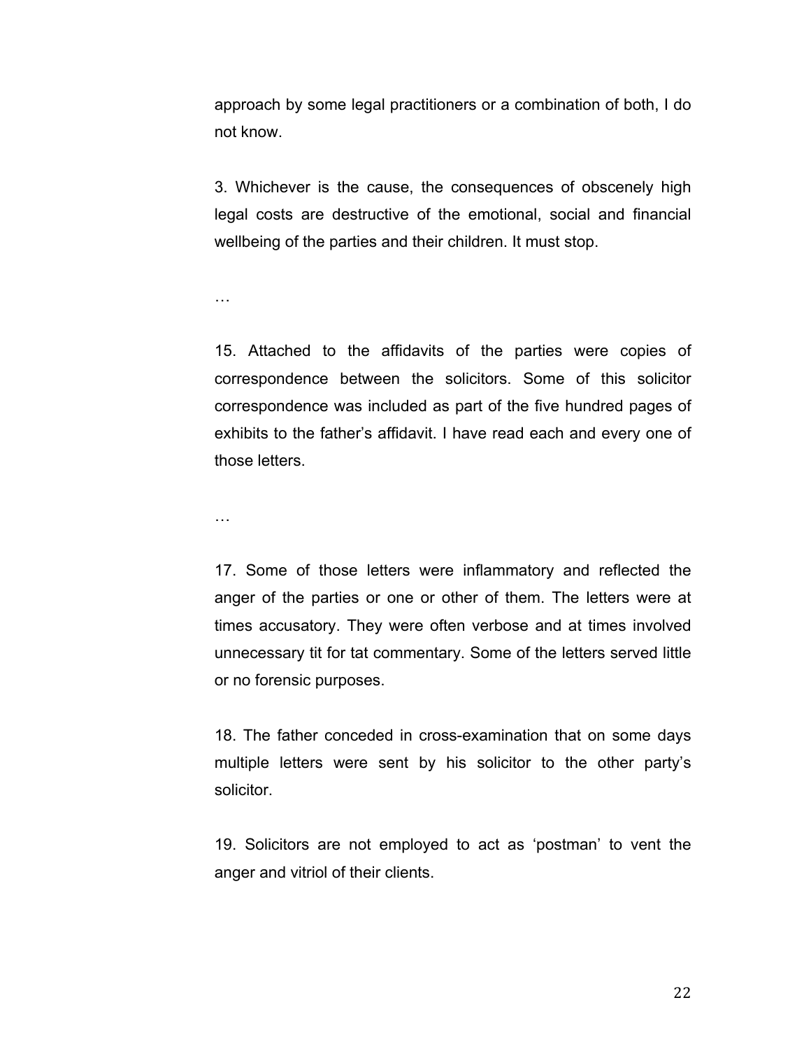approach by some legal practitioners or a combination of both, I do not know.

3. Whichever is the cause, the consequences of obscenely high legal costs are destructive of the emotional, social and financial wellbeing of the parties and their children. It must stop.

…

15. Attached to the affidavits of the parties were copies of correspondence between the solicitors. Some of this solicitor correspondence was included as part of the five hundred pages of exhibits to the father's affidavit. I have read each and every one of those letters.

…

17. Some of those letters were inflammatory and reflected the anger of the parties or one or other of them. The letters were at times accusatory. They were often verbose and at times involved unnecessary tit for tat commentary. Some of the letters served little or no forensic purposes.

18. The father conceded in cross-examination that on some days multiple letters were sent by his solicitor to the other party's solicitor.

19. Solicitors are not employed to act as 'postman' to vent the anger and vitriol of their clients.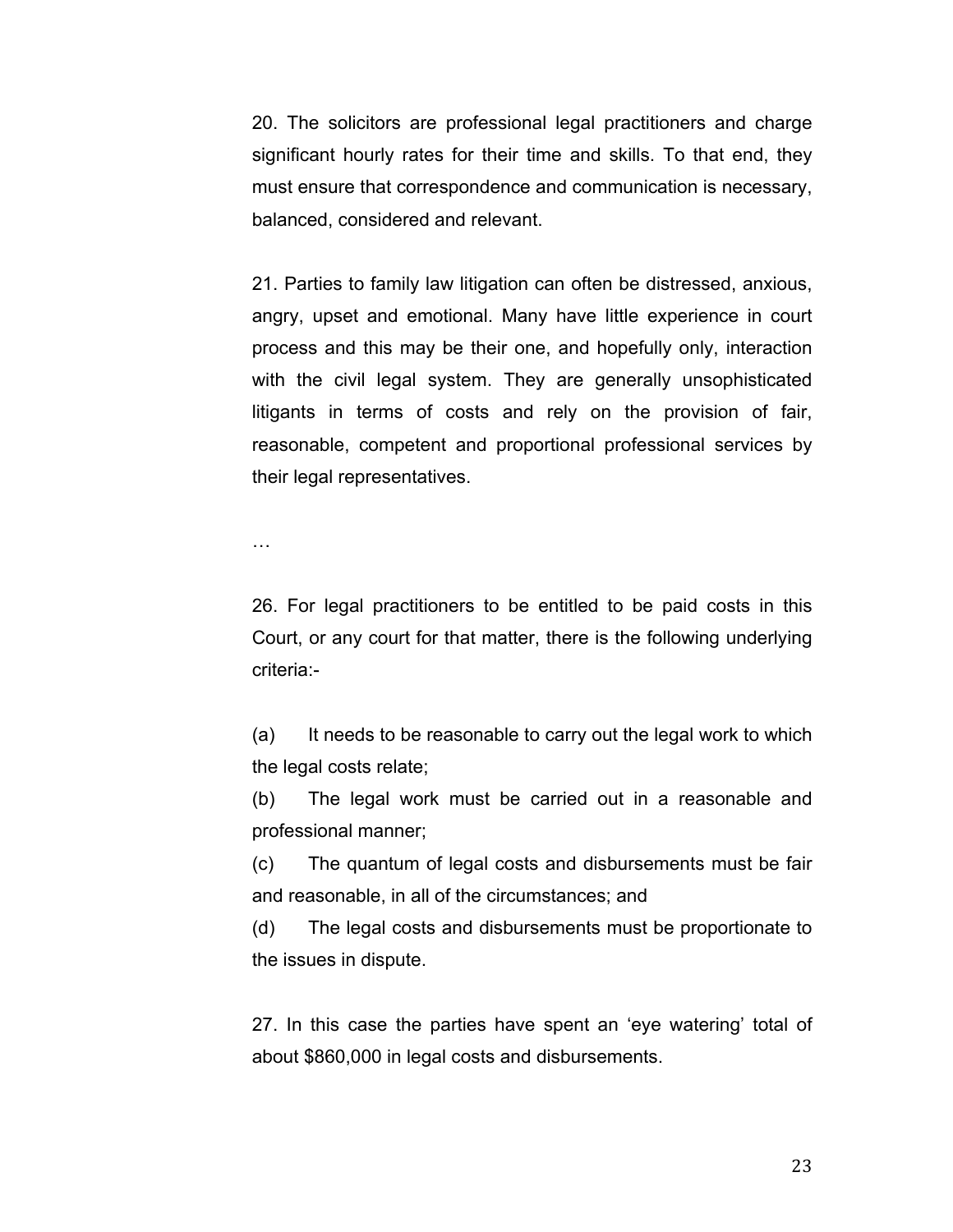20. The solicitors are professional legal practitioners and charge significant hourly rates for their time and skills. To that end, they must ensure that correspondence and communication is necessary, balanced, considered and relevant.

21. Parties to family law litigation can often be distressed, anxious, angry, upset and emotional. Many have little experience in court process and this may be their one, and hopefully only, interaction with the civil legal system. They are generally unsophisticated litigants in terms of costs and rely on the provision of fair, reasonable, competent and proportional professional services by their legal representatives.

…

26. For legal practitioners to be entitled to be paid costs in this Court, or any court for that matter, there is the following underlying criteria:-

(a) It needs to be reasonable to carry out the legal work to which the legal costs relate;

(b) The legal work must be carried out in a reasonable and professional manner;

(c) The quantum of legal costs and disbursements must be fair and reasonable, in all of the circumstances; and

(d) The legal costs and disbursements must be proportionate to the issues in dispute.

27. In this case the parties have spent an 'eye watering' total of about $860,000 in legal costs and disbursements.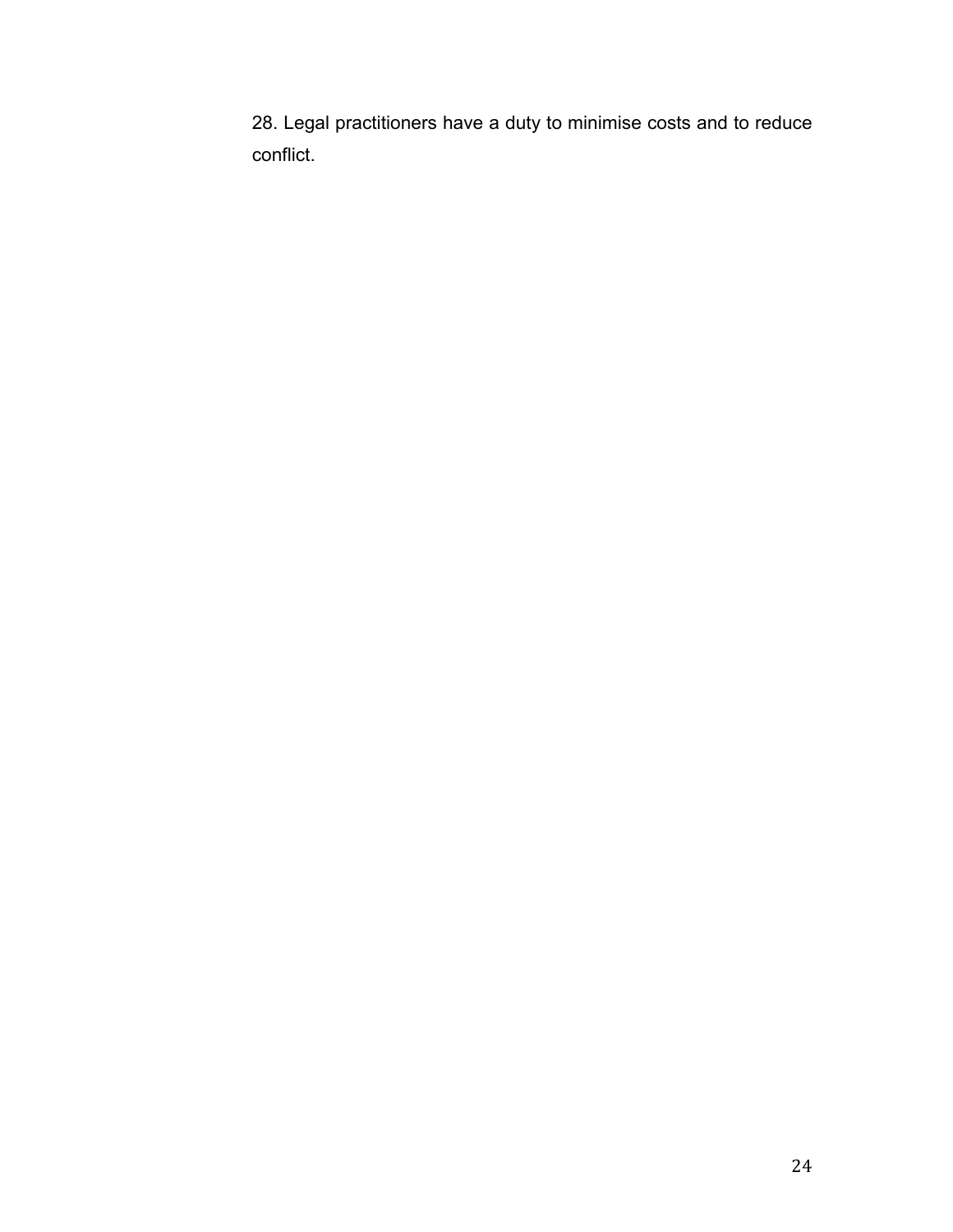28. Legal practitioners have a duty to minimise costs and to reduce conflict.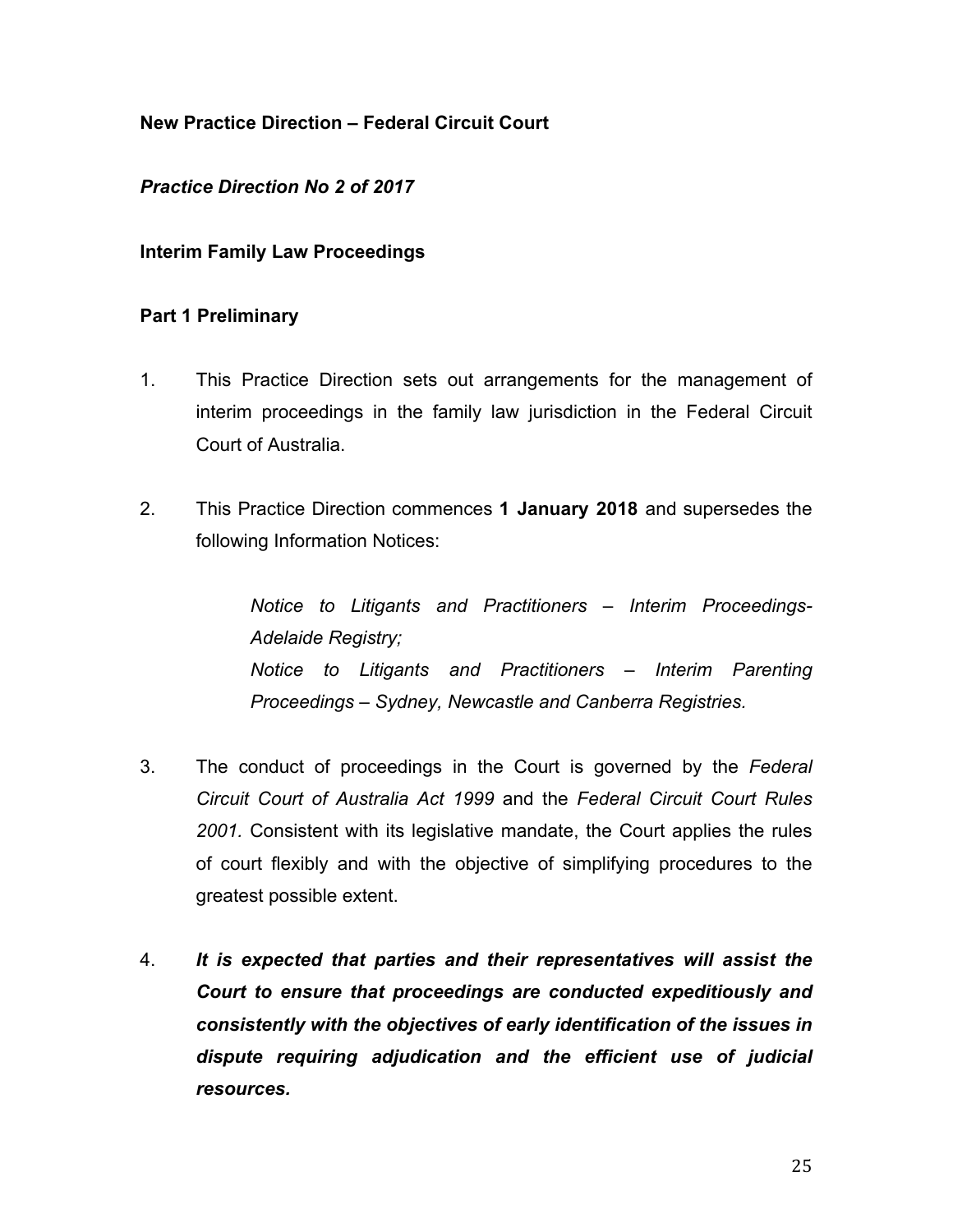**New Practice Direction – Federal Circuit Court**

***Practice Direction No 2 of 2017***

**Interim Family Law Proceedings**

**Part 1 Preliminary**

1. This Practice Direction sets out arrangements for the management of interim proceedings in the family law jurisdiction in the Federal Circuit Court of Australia.

2. This Practice Direction commences **1 January 2018** and supersedes the following Information Notices:

   *Notice to Litigants and Practitioners – Interim Proceedings-Adelaide Registry;*
   *Notice to Litigants and Practitioners – Interim Parenting Proceedings – Sydney, Newcastle and Canberra Registries.*

3. The conduct of proceedings in the Court is governed by the *Federal Circuit Court of Australia Act 1999* and the *Federal Circuit Court Rules 2001.* Consistent with its legislative mandate, the Court applies the rules of court flexibly and with the objective of simplifying procedures to the greatest possible extent.

4. ***It is expected that parties and their representatives will assist the Court to ensure that proceedings are conducted expeditiously and consistently with the objectives of early identification of the issues in dispute requiring adjudication and the efficient use of judicial resources.***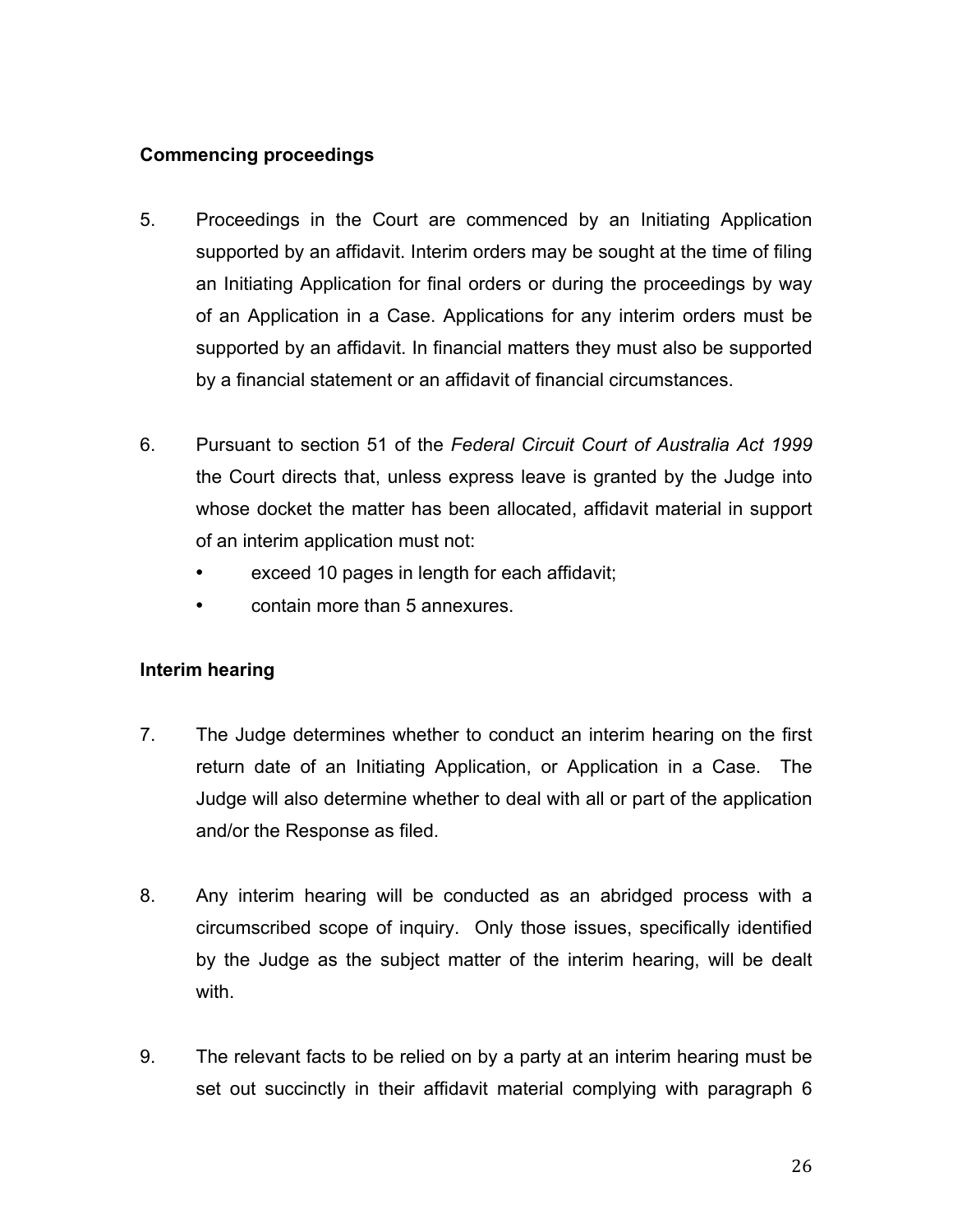**Commencing proceedings**

5. Proceedings in the Court are commenced by an Initiating Application supported by an affidavit. Interim orders may be sought at the time of filing an Initiating Application for final orders or during the proceedings by way of an Application in a Case. Applications for any interim orders must be supported by an affidavit. In financial matters they must also be supported by a financial statement or an affidavit of financial circumstances.

6. Pursuant to section 51 of the *Federal Circuit Court of Australia Act 1999* the Court directs that, unless express leave is granted by the Judge into whose docket the matter has been allocated, affidavit material in support of an interim application must not:

   - exceed 10 pages in length for each affidavit;
   - contain more than 5 annexures.

**Interim hearing**

7. The Judge determines whether to conduct an interim hearing on the first return date of an Initiating Application, or Application in a Case. The Judge will also determine whether to deal with all or part of the application and/or the Response as filed.

8. Any interim hearing will be conducted as an abridged process with a circumscribed scope of inquiry. Only those issues, specifically identified by the Judge as the subject matter of the interim hearing, will be dealt with.

9. The relevant facts to be relied on by a party at an interim hearing must be set out succinctly in their affidavit material complying with paragraph 6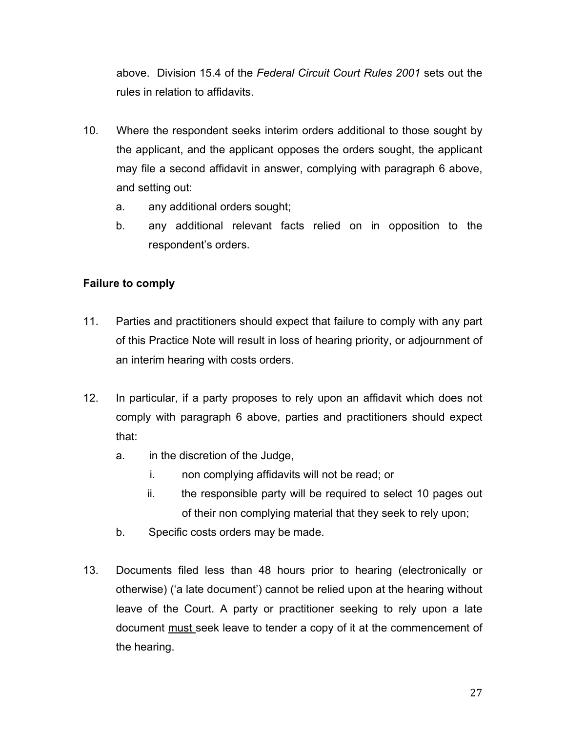above. Division 15.4 of the *Federal Circuit Court Rules 2001* sets out the rules in relation to affidavits.

10. Where the respondent seeks interim orders additional to those sought by the applicant, and the applicant opposes the orders sought, the applicant may file a second affidavit in answer, complying with paragraph 6 above, and setting out:
    a. any additional orders sought;
    b. any additional relevant facts relied on in opposition to the respondent's orders.

**Failure to comply**

11. Parties and practitioners should expect that failure to comply with any part of this Practice Note will result in loss of hearing priority, or adjournment of an interim hearing with costs orders.

12. In particular, if a party proposes to rely upon an affidavit which does not comply with paragraph 6 above, parties and practitioners should expect that:
    a. in the discretion of the Judge,
        i. non complying affidavits will not be read; or
        ii. the responsible party will be required to select 10 pages out of their non complying material that they seek to rely upon;
    b. Specific costs orders may be made.

13. Documents filed less than 48 hours prior to hearing (electronically or otherwise) ('a late document') cannot be relied upon at the hearing without leave of the Court. A party or practitioner seeking to rely upon a late document <u>must</u> seek leave to tender a copy of it at the commencement of the hearing.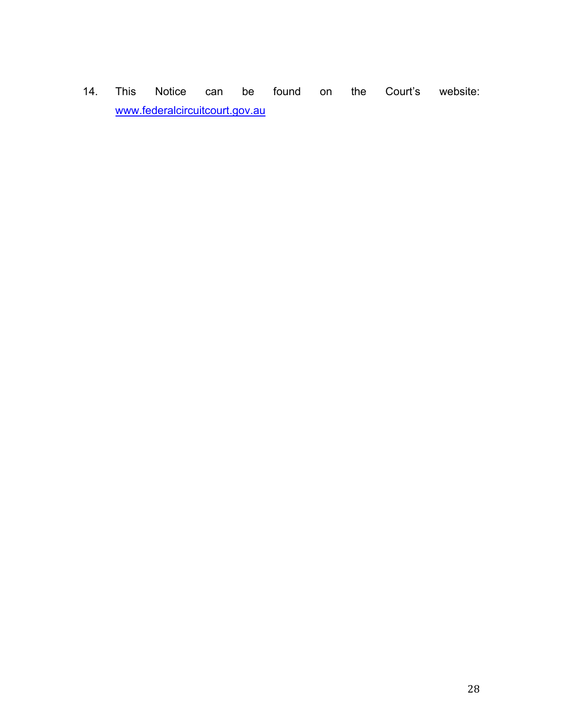14. This Notice can be found on the Court's website: [www.federalcircuitcourt.gov.au](http://www.federalcircuitcourt.gov.au)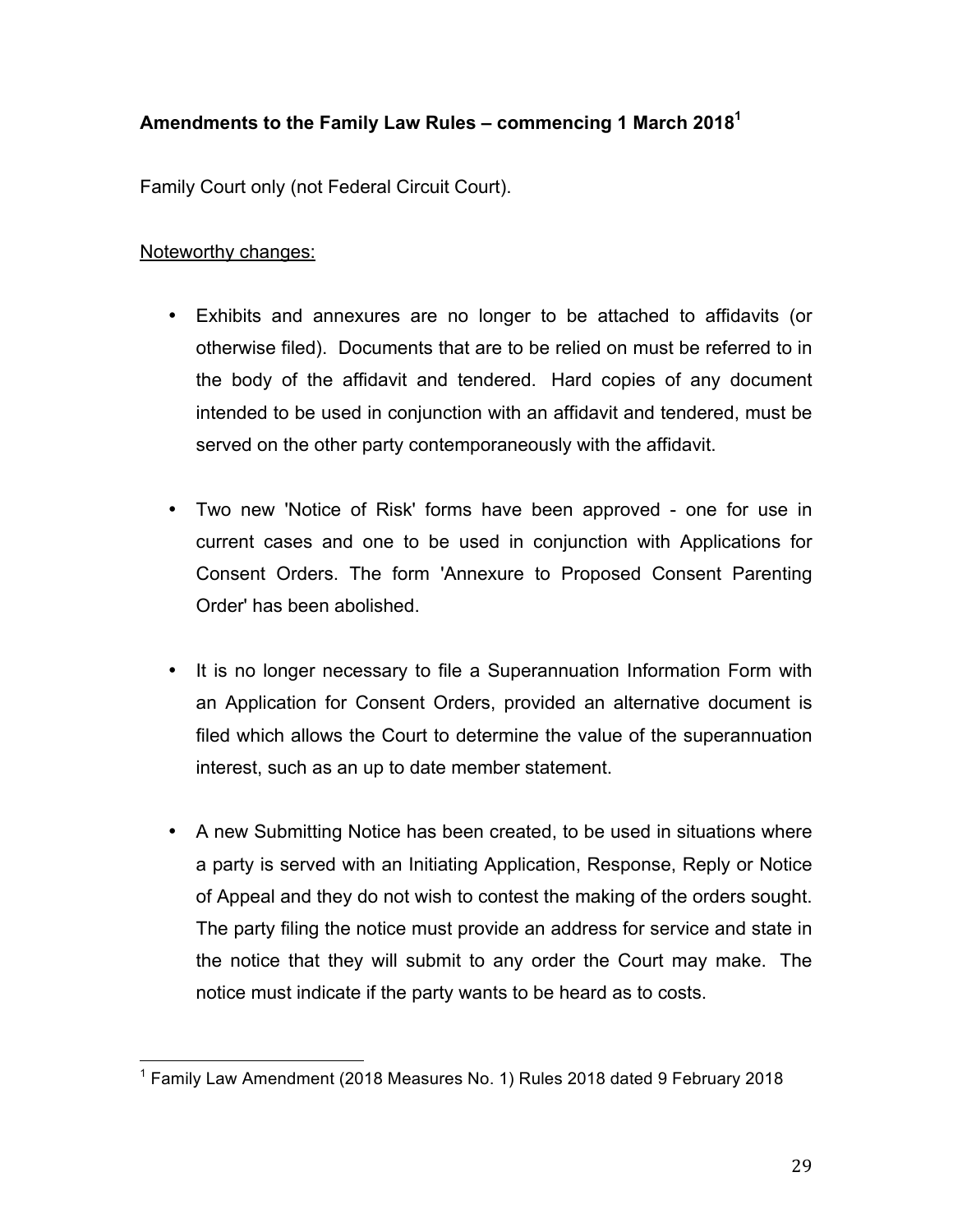**Amendments to the Family Law Rules – commencing 1 March 2018**[1]

Family Court only (not Federal Circuit Court).

Noteworthy changes:

- Exhibits and annexures are no longer to be attached to affidavits (or otherwise filed). Documents that are to be relied on must be referred to in the body of the affidavit and tendered. Hard copies of any document intended to be used in conjunction with an affidavit and tendered, must be served on the other party contemporaneously with the affidavit.

- Two new 'Notice of Risk' forms have been approved - one for use in current cases and one to be used in conjunction with Applications for Consent Orders. The form 'Annexure to Proposed Consent Parenting Order' has been abolished.

- It is no longer necessary to file a Superannuation Information Form with an Application for Consent Orders, provided an alternative document is filed which allows the Court to determine the value of the superannuation interest, such as an up to date member statement.

- A new Submitting Notice has been created, to be used in situations where a party is served with an Initiating Application, Response, Reply or Notice of Appeal and they do not wish to contest the making of the orders sought. The party filing the notice must provide an address for service and state in the notice that they will submit to any order the Court may make. The notice must indicate if the party wants to be heard as to costs.

---

[1] Family Law Amendment (2018 Measures No. 1) Rules 2018 dated 9 February 2018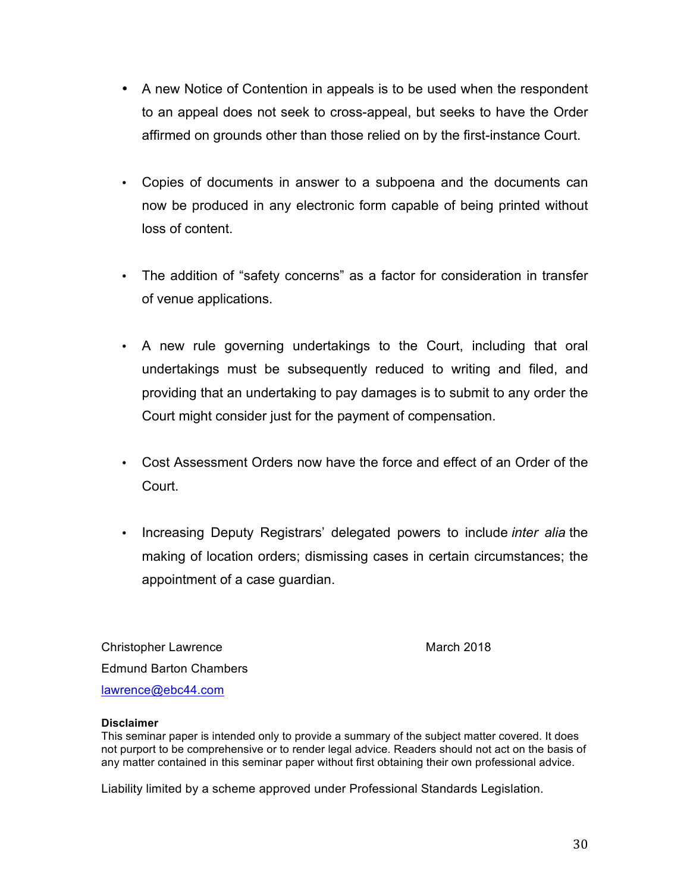- A new Notice of Contention in appeals is to be used when the respondent to an appeal does not seek to cross-appeal, but seeks to have the Order affirmed on grounds other than those relied on by the first-instance Court.

- Copies of documents in answer to a subpoena and the documents can now be produced in any electronic form capable of being printed without loss of content.

- The addition of “safety concerns” as a factor for consideration in transfer of venue applications.

- A new rule governing undertakings to the Court, including that oral undertakings must be subsequently reduced to writing and filed, and providing that an undertaking to pay damages is to submit to any order the Court might consider just for the payment of compensation.

- Cost Assessment Orders now have the force and effect of an Order of the Court.

- Increasing Deputy Registrars’ delegated powers to include *inter alia* the making of location orders; dismissing cases in certain circumstances; the appointment of a case guardian.

Christopher Lawrence
Edmund Barton Chambers
lawrence@ebc44.com

March 2018

**Disclaimer**
This seminar paper is intended only to provide a summary of the subject matter covered. It does not purport to be comprehensive or to render legal advice. Readers should not act on the basis of any matter contained in this seminar paper without first obtaining their own professional advice.

Liability limited by a scheme approved under Professional Standards Legislation.